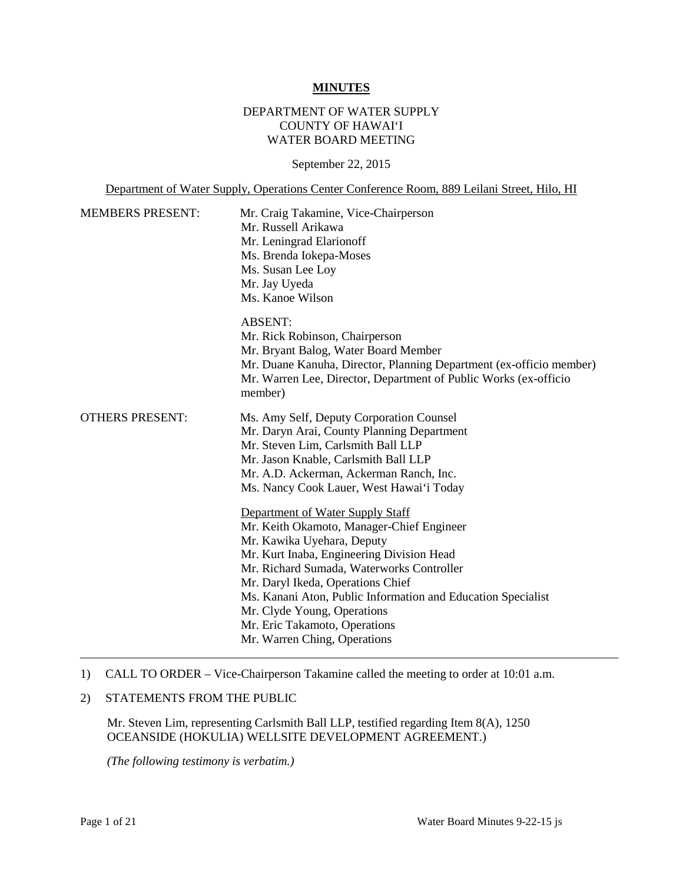**MINUTES**

DEPARTMENT OF WATER SUPPLY
COUNTY OF HAWAI‘I
WATER BOARD MEETING

September 22, 2015

Department of Water Supply, Operations Center Conference Room, 889 Leilani Street, Hilo, HI

MEMBERS PRESENT:

Mr. Craig Takamine, Vice-Chairperson
Mr. Russell Arikawa
Mr. Leningrad Elarionoff
Ms. Brenda Iokepa-Moses
Ms. Susan Lee Loy
Mr. Jay Uyeda
Ms. Kanoe Wilson

ABSENT:
Mr. Rick Robinson, Chairperson
Mr. Bryant Balog, Water Board Member
Mr. Duane Kanuha, Director, Planning Department (ex-officio member)
Mr. Warren Lee, Director, Department of Public Works (ex-officio member)

OTHERS PRESENT:

Ms. Amy Self, Deputy Corporation Counsel
Mr. Daryn Arai, County Planning Department
Mr. Steven Lim, Carlsmith Ball LLP
Mr. Jason Knable, Carlsmith Ball LLP
Mr. A.D. Ackerman, Ackerman Ranch, Inc.
Ms. Nancy Cook Lauer, West Hawai‘i Today

Department of Water Supply Staff
Mr. Keith Okamoto, Manager-Chief Engineer
Mr. Kawika Uyehara, Deputy
Mr. Kurt Inaba, Engineering Division Head
Mr. Richard Sumada, Waterworks Controller
Mr. Daryl Ikeda, Operations Chief
Ms. Kanani Aton, Public Information and Education Specialist
Mr. Clyde Young, Operations
Mr. Eric Takamoto, Operations
Mr. Warren Ching, Operations

---

1) CALL TO ORDER – Vice-Chairperson Takamine called the meeting to order at 10:01 a.m.

2) STATEMENTS FROM THE PUBLIC

Mr. Steven Lim, representing Carlsmith Ball LLP, testified regarding Item 8(A), 1250 OCEANSIDE (HOKULIA) WELLSITE DEVELOPMENT AGREEMENT.)

*(The following testimony is verbatim.)*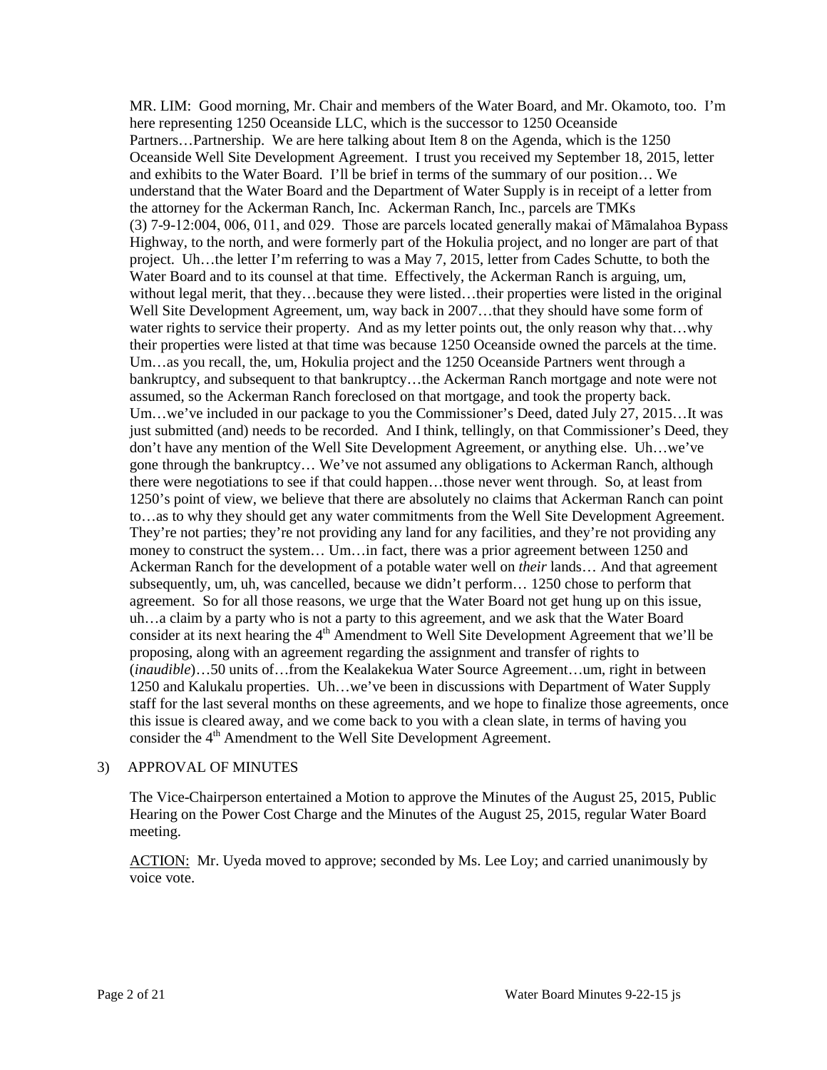MR. LIM: Good morning, Mr. Chair and members of the Water Board, and Mr. Okamoto, too. I'm here representing 1250 Oceanside LLC, which is the successor to 1250 Oceanside Partners…Partnership. We are here talking about Item 8 on the Agenda, which is the 1250 Oceanside Well Site Development Agreement. I trust you received my September 18, 2015, letter and exhibits to the Water Board. I'll be brief in terms of the summary of our position… We understand that the Water Board and the Department of Water Supply is in receipt of a letter from the attorney for the Ackerman Ranch, Inc. Ackerman Ranch, Inc., parcels are TMKs (3) 7-9-12:004, 006, 011, and 029. Those are parcels located generally makai of Māmalahoa Bypass Highway, to the north, and were formerly part of the Hokulia project, and no longer are part of that project. Uh…the letter I'm referring to was a May 7, 2015, letter from Cades Schutte, to both the Water Board and to its counsel at that time. Effectively, the Ackerman Ranch is arguing, um, without legal merit, that they…because they were listed…their properties were listed in the original Well Site Development Agreement, um, way back in 2007…that they should have some form of water rights to service their property. And as my letter points out, the only reason why that…why their properties were listed at that time was because 1250 Oceanside owned the parcels at the time. Um…as you recall, the, um, Hokulia project and the 1250 Oceanside Partners went through a bankruptcy, and subsequent to that bankruptcy…the Ackerman Ranch mortgage and note were not assumed, so the Ackerman Ranch foreclosed on that mortgage, and took the property back. Um…we've included in our package to you the Commissioner's Deed, dated July 27, 2015…It was just submitted (and) needs to be recorded. And I think, tellingly, on that Commissioner's Deed, they don't have any mention of the Well Site Development Agreement, or anything else. Uh…we've gone through the bankruptcy… We've not assumed any obligations to Ackerman Ranch, although there were negotiations to see if that could happen…those never went through. So, at least from 1250's point of view, we believe that there are absolutely no claims that Ackerman Ranch can point to…as to why they should get any water commitments from the Well Site Development Agreement. They're not parties; they're not providing any land for any facilities, and they're not providing any money to construct the system… Um…in fact, there was a prior agreement between 1250 and Ackerman Ranch for the development of a potable water well on *their* lands… And that agreement subsequently, um, uh, was cancelled, because we didn't perform… 1250 chose to perform that agreement. So for all those reasons, we urge that the Water Board not get hung up on this issue, uh…a claim by a party who is not a party to this agreement, and we ask that the Water Board consider at its next hearing the 4th Amendment to Well Site Development Agreement that we'll be proposing, along with an agreement regarding the assignment and transfer of rights to (*inaudible*)…50 units of…from the Kealakekua Water Source Agreement…um, right in between 1250 and Kalukalu properties. Uh…we've been in discussions with Department of Water Supply staff for the last several months on these agreements, and we hope to finalize those agreements, once this issue is cleared away, and we come back to you with a clean slate, in terms of having you consider the 4th Amendment to the Well Site Development Agreement.

3) APPROVAL OF MINUTES

The Vice-Chairperson entertained a Motion to approve the Minutes of the August 25, 2015, Public Hearing on the Power Cost Charge and the Minutes of the August 25, 2015, regular Water Board meeting.

ACTION: Mr. Uyeda moved to approve; seconded by Ms. Lee Loy; and carried unanimously by voice vote.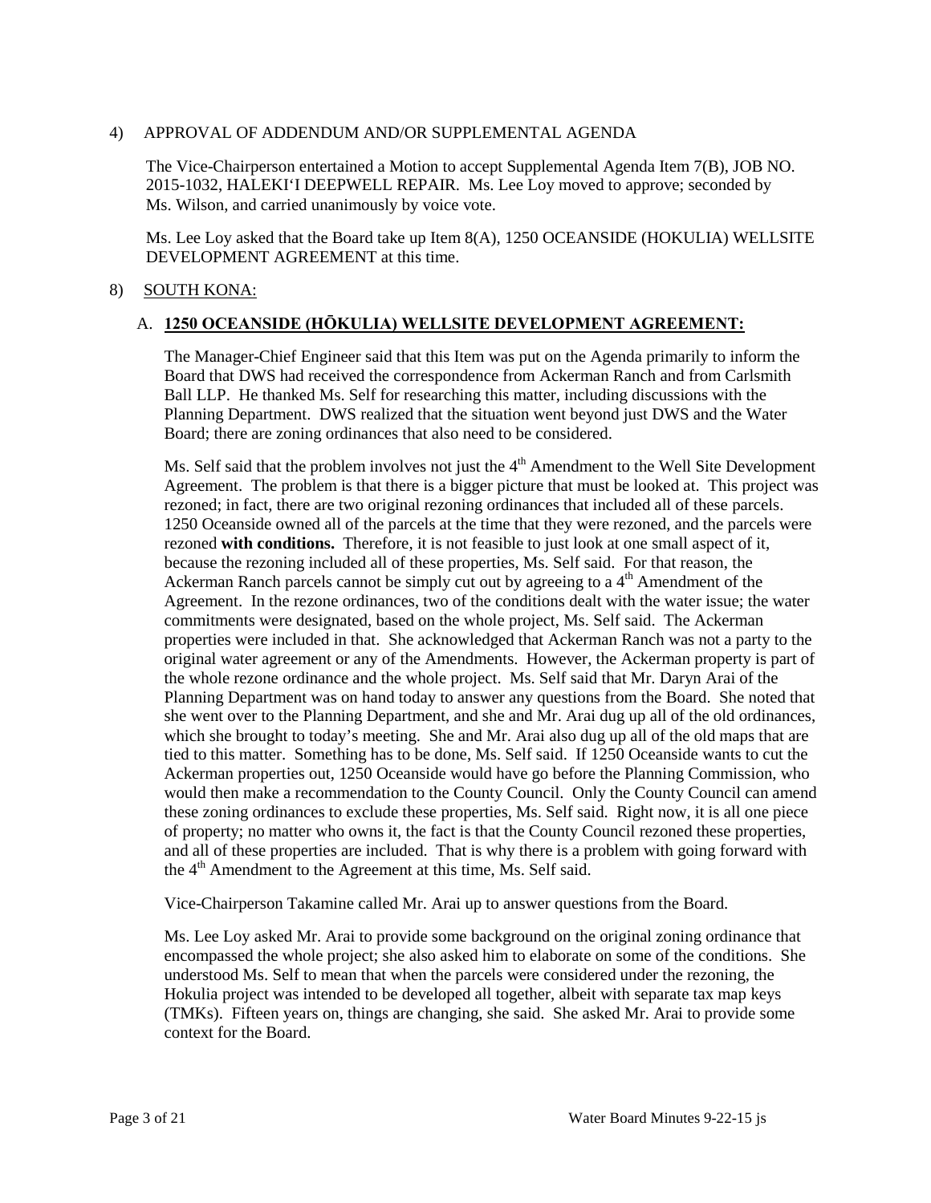4) APPROVAL OF ADDENDUM AND/OR SUPPLEMENTAL AGENDA

The Vice-Chairperson entertained a Motion to accept Supplemental Agenda Item 7(B), JOB NO. 2015-1032, HALEKI'I DEEPWELL REPAIR. Ms. Lee Loy moved to approve; seconded by Ms. Wilson, and carried unanimously by voice vote.

Ms. Lee Loy asked that the Board take up Item 8(A), 1250 OCEANSIDE (HOKULIA) WELLSITE DEVELOPMENT AGREEMENT at this time.

8) SOUTH KONA:

A. **1250 OCEANSIDE (HŌKULIA) WELLSITE DEVELOPMENT AGREEMENT:**

The Manager-Chief Engineer said that this Item was put on the Agenda primarily to inform the Board that DWS had received the correspondence from Ackerman Ranch and from Carlsmith Ball LLP. He thanked Ms. Self for researching this matter, including discussions with the Planning Department. DWS realized that the situation went beyond just DWS and the Water Board; there are zoning ordinances that also need to be considered.

Ms. Self said that the problem involves not just the 4th Amendment to the Well Site Development Agreement. The problem is that there is a bigger picture that must be looked at. This project was rezoned; in fact, there are two original rezoning ordinances that included all of these parcels. 1250 Oceanside owned all of the parcels at the time that they were rezoned, and the parcels were rezoned **with conditions.** Therefore, it is not feasible to just look at one small aspect of it, because the rezoning included all of these properties, Ms. Self said. For that reason, the Ackerman Ranch parcels cannot be simply cut out by agreeing to a 4th Amendment of the Agreement. In the rezone ordinances, two of the conditions dealt with the water issue; the water commitments were designated, based on the whole project, Ms. Self said. The Ackerman properties were included in that. She acknowledged that Ackerman Ranch was not a party to the original water agreement or any of the Amendments. However, the Ackerman property is part of the whole rezone ordinance and the whole project. Ms. Self said that Mr. Daryn Arai of the Planning Department was on hand today to answer any questions from the Board. She noted that she went over to the Planning Department, and she and Mr. Arai dug up all of the old ordinances, which she brought to today's meeting. She and Mr. Arai also dug up all of the old maps that are tied to this matter. Something has to be done, Ms. Self said. If 1250 Oceanside wants to cut the Ackerman properties out, 1250 Oceanside would have go before the Planning Commission, who would then make a recommendation to the County Council. Only the County Council can amend these zoning ordinances to exclude these properties, Ms. Self said. Right now, it is all one piece of property; no matter who owns it, the fact is that the County Council rezoned these properties, and all of these properties are included. That is why there is a problem with going forward with the 4th Amendment to the Agreement at this time, Ms. Self said.

Vice-Chairperson Takamine called Mr. Arai up to answer questions from the Board.

Ms. Lee Loy asked Mr. Arai to provide some background on the original zoning ordinance that encompassed the whole project; she also asked him to elaborate on some of the conditions. She understood Ms. Self to mean that when the parcels were considered under the rezoning, the Hokulia project was intended to be developed all together, albeit with separate tax map keys (TMKs). Fifteen years on, things are changing, she said. She asked Mr. Arai to provide some context for the Board.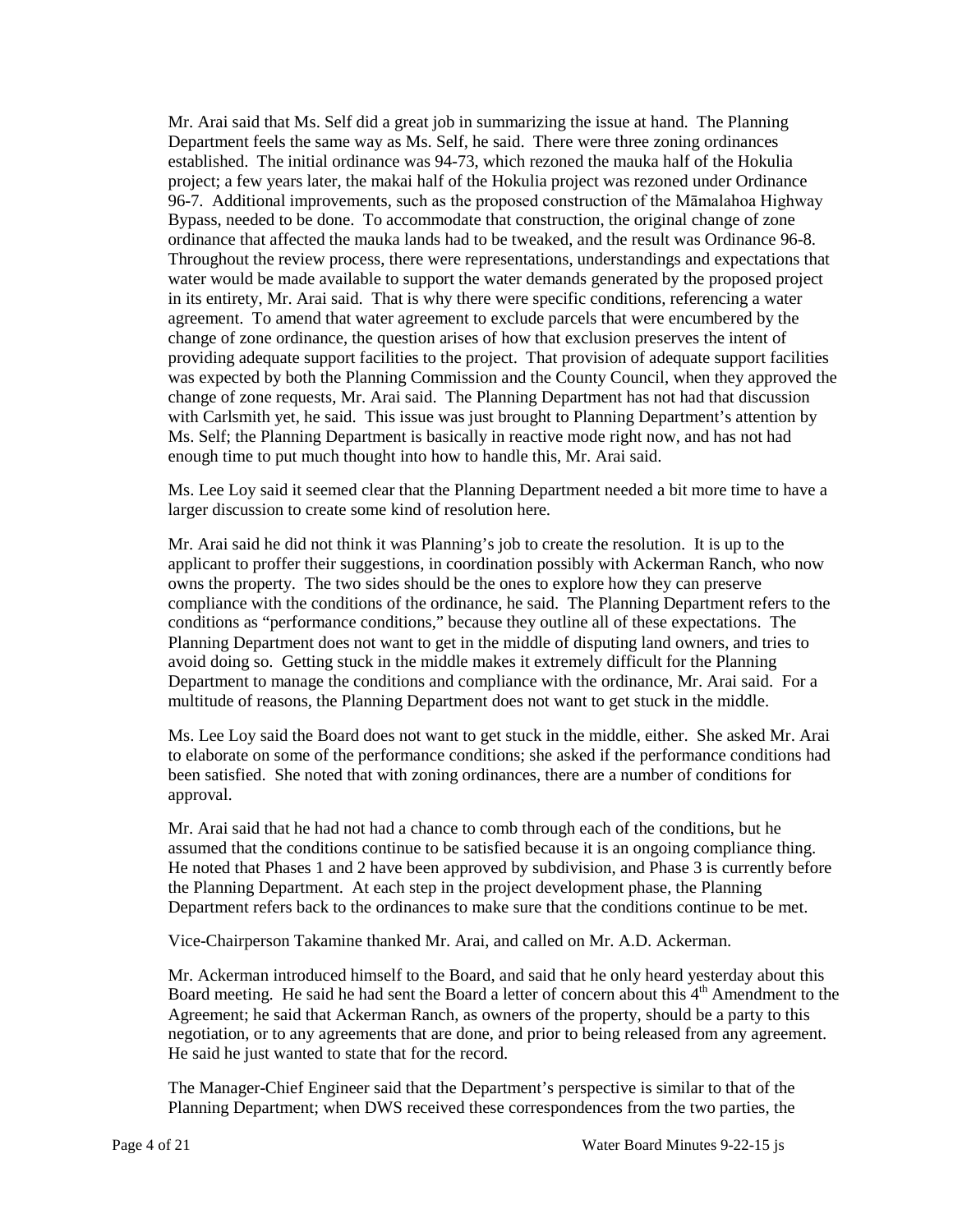Mr. Arai said that Ms. Self did a great job in summarizing the issue at hand. The Planning Department feels the same way as Ms. Self, he said. There were three zoning ordinances established. The initial ordinance was 94-73, which rezoned the mauka half of the Hokulia project; a few years later, the makai half of the Hokulia project was rezoned under Ordinance 96-7. Additional improvements, such as the proposed construction of the Māmalahoa Highway Bypass, needed to be done. To accommodate that construction, the original change of zone ordinance that affected the mauka lands had to be tweaked, and the result was Ordinance 96-8. Throughout the review process, there were representations, understandings and expectations that water would be made available to support the water demands generated by the proposed project in its entirety, Mr. Arai said. That is why there were specific conditions, referencing a water agreement. To amend that water agreement to exclude parcels that were encumbered by the change of zone ordinance, the question arises of how that exclusion preserves the intent of providing adequate support facilities to the project. That provision of adequate support facilities was expected by both the Planning Commission and the County Council, when they approved the change of zone requests, Mr. Arai said. The Planning Department has not had that discussion with Carlsmith yet, he said. This issue was just brought to Planning Department's attention by Ms. Self; the Planning Department is basically in reactive mode right now, and has not had enough time to put much thought into how to handle this, Mr. Arai said.

Ms. Lee Loy said it seemed clear that the Planning Department needed a bit more time to have a larger discussion to create some kind of resolution here.

Mr. Arai said he did not think it was Planning's job to create the resolution. It is up to the applicant to proffer their suggestions, in coordination possibly with Ackerman Ranch, who now owns the property. The two sides should be the ones to explore how they can preserve compliance with the conditions of the ordinance, he said. The Planning Department refers to the conditions as "performance conditions," because they outline all of these expectations. The Planning Department does not want to get in the middle of disputing land owners, and tries to avoid doing so. Getting stuck in the middle makes it extremely difficult for the Planning Department to manage the conditions and compliance with the ordinance, Mr. Arai said. For a multitude of reasons, the Planning Department does not want to get stuck in the middle.

Ms. Lee Loy said the Board does not want to get stuck in the middle, either. She asked Mr. Arai to elaborate on some of the performance conditions; she asked if the performance conditions had been satisfied. She noted that with zoning ordinances, there are a number of conditions for approval.

Mr. Arai said that he had not had a chance to comb through each of the conditions, but he assumed that the conditions continue to be satisfied because it is an ongoing compliance thing. He noted that Phases 1 and 2 have been approved by subdivision, and Phase 3 is currently before the Planning Department. At each step in the project development phase, the Planning Department refers back to the ordinances to make sure that the conditions continue to be met.

Vice-Chairperson Takamine thanked Mr. Arai, and called on Mr. A.D. Ackerman.

Mr. Ackerman introduced himself to the Board, and said that he only heard yesterday about this Board meeting. He said he had sent the Board a letter of concern about this 4th Amendment to the Agreement; he said that Ackerman Ranch, as owners of the property, should be a party to this negotiation, or to any agreements that are done, and prior to being released from any agreement. He said he just wanted to state that for the record.

The Manager-Chief Engineer said that the Department's perspective is similar to that of the Planning Department; when DWS received these correspondences from the two parties, the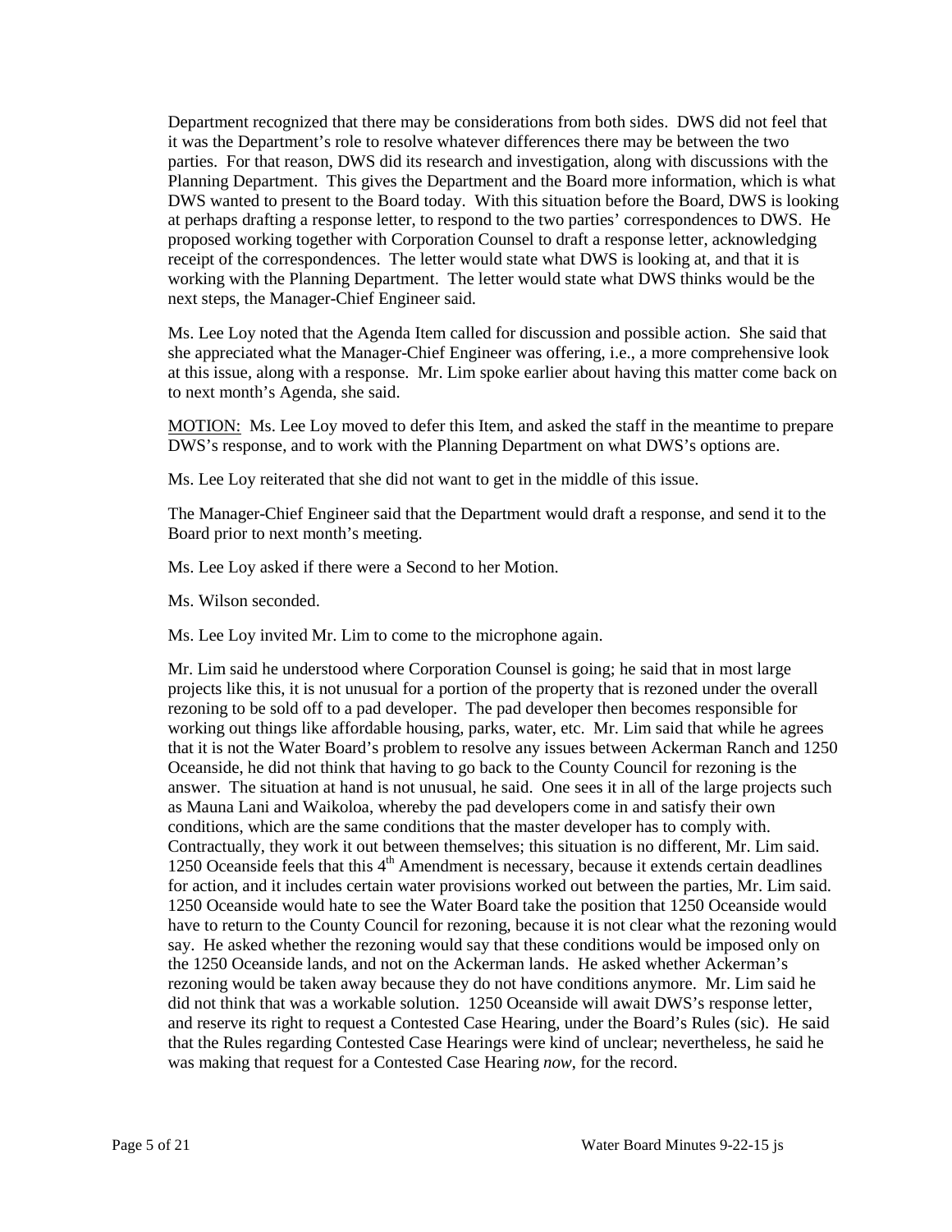Department recognized that there may be considerations from both sides. DWS did not feel that it was the Department's role to resolve whatever differences there may be between the two parties. For that reason, DWS did its research and investigation, along with discussions with the Planning Department. This gives the Department and the Board more information, which is what DWS wanted to present to the Board today. With this situation before the Board, DWS is looking at perhaps drafting a response letter, to respond to the two parties' correspondences to DWS. He proposed working together with Corporation Counsel to draft a response letter, acknowledging receipt of the correspondences. The letter would state what DWS is looking at, and that it is working with the Planning Department. The letter would state what DWS thinks would be the next steps, the Manager-Chief Engineer said.

Ms. Lee Loy noted that the Agenda Item called for discussion and possible action. She said that she appreciated what the Manager-Chief Engineer was offering, i.e., a more comprehensive look at this issue, along with a response. Mr. Lim spoke earlier about having this matter come back on to next month's Agenda, she said.

MOTION: Ms. Lee Loy moved to defer this Item, and asked the staff in the meantime to prepare DWS's response, and to work with the Planning Department on what DWS's options are.

Ms. Lee Loy reiterated that she did not want to get in the middle of this issue.

The Manager-Chief Engineer said that the Department would draft a response, and send it to the Board prior to next month's meeting.

Ms. Lee Loy asked if there were a Second to her Motion.

Ms. Wilson seconded.

Ms. Lee Loy invited Mr. Lim to come to the microphone again.

Mr. Lim said he understood where Corporation Counsel is going; he said that in most large projects like this, it is not unusual for a portion of the property that is rezoned under the overall rezoning to be sold off to a pad developer. The pad developer then becomes responsible for working out things like affordable housing, parks, water, etc. Mr. Lim said that while he agrees that it is not the Water Board's problem to resolve any issues between Ackerman Ranch and 1250 Oceanside, he did not think that having to go back to the County Council for rezoning is the answer. The situation at hand is not unusual, he said. One sees it in all of the large projects such as Mauna Lani and Waikoloa, whereby the pad developers come in and satisfy their own conditions, which are the same conditions that the master developer has to comply with. Contractually, they work it out between themselves; this situation is no different, Mr. Lim said. 1250 Oceanside feels that this 4th Amendment is necessary, because it extends certain deadlines for action, and it includes certain water provisions worked out between the parties, Mr. Lim said. 1250 Oceanside would hate to see the Water Board take the position that 1250 Oceanside would have to return to the County Council for rezoning, because it is not clear what the rezoning would say. He asked whether the rezoning would say that these conditions would be imposed only on the 1250 Oceanside lands, and not on the Ackerman lands. He asked whether Ackerman's rezoning would be taken away because they do not have conditions anymore. Mr. Lim said he did not think that was a workable solution. 1250 Oceanside will await DWS's response letter, and reserve its right to request a Contested Case Hearing, under the Board's Rules (sic). He said that the Rules regarding Contested Case Hearings were kind of unclear; nevertheless, he said he was making that request for a Contested Case Hearing *now*, for the record.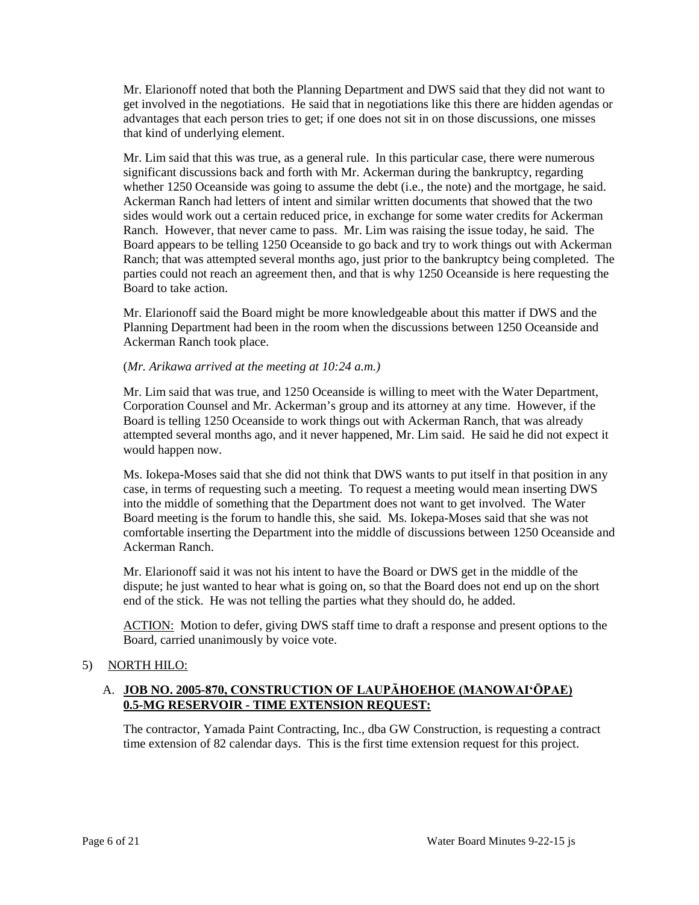Mr. Elarionoff noted that both the Planning Department and DWS said that they did not want to get involved in the negotiations. He said that in negotiations like this there are hidden agendas or advantages that each person tries to get; if one does not sit in on those discussions, one misses that kind of underlying element.

Mr. Lim said that this was true, as a general rule. In this particular case, there were numerous significant discussions back and forth with Mr. Ackerman during the bankruptcy, regarding whether 1250 Oceanside was going to assume the debt (i.e., the note) and the mortgage, he said. Ackerman Ranch had letters of intent and similar written documents that showed that the two sides would work out a certain reduced price, in exchange for some water credits for Ackerman Ranch. However, that never came to pass. Mr. Lim was raising the issue today, he said. The Board appears to be telling 1250 Oceanside to go back and try to work things out with Ackerman Ranch; that was attempted several months ago, just prior to the bankruptcy being completed. The parties could not reach an agreement then, and that is why 1250 Oceanside is here requesting the Board to take action.

Mr. Elarionoff said the Board might be more knowledgeable about this matter if DWS and the Planning Department had been in the room when the discussions between 1250 Oceanside and Ackerman Ranch took place.

(*Mr. Arikawa arrived at the meeting at 10:24 a.m.)*

Mr. Lim said that was true, and 1250 Oceanside is willing to meet with the Water Department, Corporation Counsel and Mr. Ackerman's group and its attorney at any time. However, if the Board is telling 1250 Oceanside to work things out with Ackerman Ranch, that was already attempted several months ago, and it never happened, Mr. Lim said. He said he did not expect it would happen now.

Ms. Iokepa-Moses said that she did not think that DWS wants to put itself in that position in any case, in terms of requesting such a meeting. To request a meeting would mean inserting DWS into the middle of something that the Department does not want to get involved. The Water Board meeting is the forum to handle this, she said. Ms. Iokepa-Moses said that she was not comfortable inserting the Department into the middle of discussions between 1250 Oceanside and Ackerman Ranch.

Mr. Elarionoff said it was not his intent to have the Board or DWS get in the middle of the dispute; he just wanted to hear what is going on, so that the Board does not end up on the short end of the stick. He was not telling the parties what they should do, he added.

ACTION: Motion to defer, giving DWS staff time to draft a response and present options to the Board, carried unanimously by voice vote.

5) NORTH HILO:

A. **JOB NO. 2005-870, CONSTRUCTION OF LAUPĀHOEHOE (MANOWAIʻŌPAE) 0.5-MG RESERVOIR - TIME EXTENSION REQUEST:**

The contractor, Yamada Paint Contracting, Inc., dba GW Construction, is requesting a contract time extension of 82 calendar days. This is the first time extension request for this project.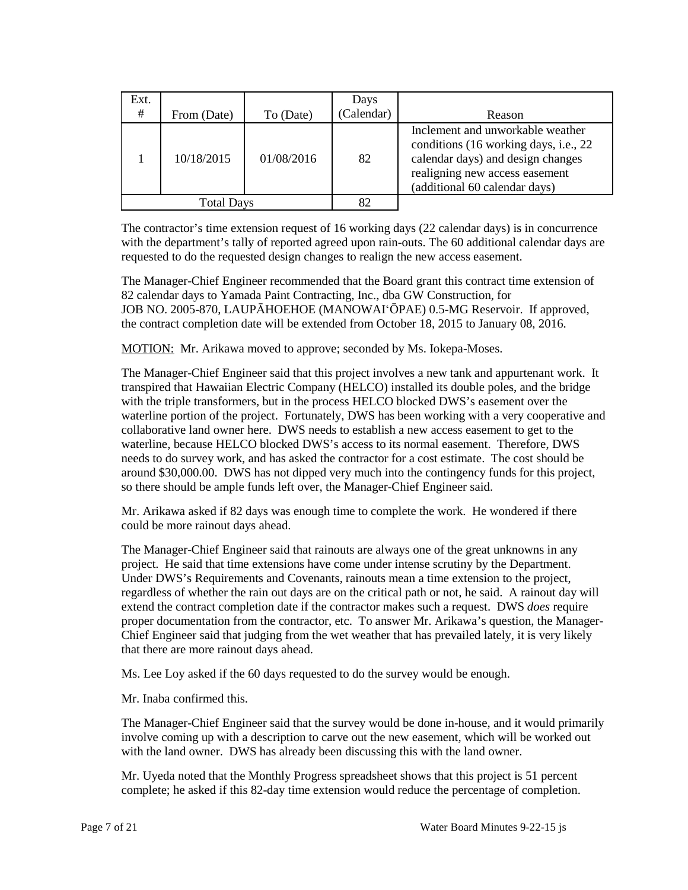| Ext. # | From (Date) | To (Date) | Days (Calendar) | Reason |
|---|---|---|---|---|
| 1 | 10/18/2015 | 01/08/2016 | 82 | Inclement and unworkable weather conditions (16 working days, i.e., 22 calendar days) and design changes realigning new access easement (additional 60 calendar days) |
| Total Days | | | 82 | |

The contractor's time extension request of 16 working days (22 calendar days) is in concurrence with the department's tally of reported agreed upon rain-outs. The 60 additional calendar days are requested to do the requested design changes to realign the new access easement.

The Manager-Chief Engineer recommended that the Board grant this contract time extension of 82 calendar days to Yamada Paint Contracting, Inc., dba GW Construction, for JOB NO. 2005-870, LAUPĀHOEHOE (MANOWAIʻŌPAE) 0.5-MG Reservoir. If approved, the contract completion date will be extended from October 18, 2015 to January 08, 2016.

MOTION: Mr. Arikawa moved to approve; seconded by Ms. Iokepa-Moses.

The Manager-Chief Engineer said that this project involves a new tank and appurtenant work. It transpired that Hawaiian Electric Company (HELCO) installed its double poles, and the bridge with the triple transformers, but in the process HELCO blocked DWS's easement over the waterline portion of the project. Fortunately, DWS has been working with a very cooperative and collaborative land owner here. DWS needs to establish a new access easement to get to the waterline, because HELCO blocked DWS's access to its normal easement. Therefore, DWS needs to do survey work, and has asked the contractor for a cost estimate. The cost should be around $30,000.00. DWS has not dipped very much into the contingency funds for this project, so there should be ample funds left over, the Manager-Chief Engineer said.

Mr. Arikawa asked if 82 days was enough time to complete the work. He wondered if there could be more rainout days ahead.

The Manager-Chief Engineer said that rainouts are always one of the great unknowns in any project. He said that time extensions have come under intense scrutiny by the Department. Under DWS's Requirements and Covenants, rainouts mean a time extension to the project, regardless of whether the rain out days are on the critical path or not, he said. A rainout day will extend the contract completion date if the contractor makes such a request. DWS *does* require proper documentation from the contractor, etc. To answer Mr. Arikawa's question, the Manager-Chief Engineer said that judging from the wet weather that has prevailed lately, it is very likely that there are more rainout days ahead.

Ms. Lee Loy asked if the 60 days requested to do the survey would be enough.

Mr. Inaba confirmed this.

The Manager-Chief Engineer said that the survey would be done in-house, and it would primarily involve coming up with a description to carve out the new easement, which will be worked out with the land owner. DWS has already been discussing this with the land owner.

Mr. Uyeda noted that the Monthly Progress spreadsheet shows that this project is 51 percent complete; he asked if this 82-day time extension would reduce the percentage of completion.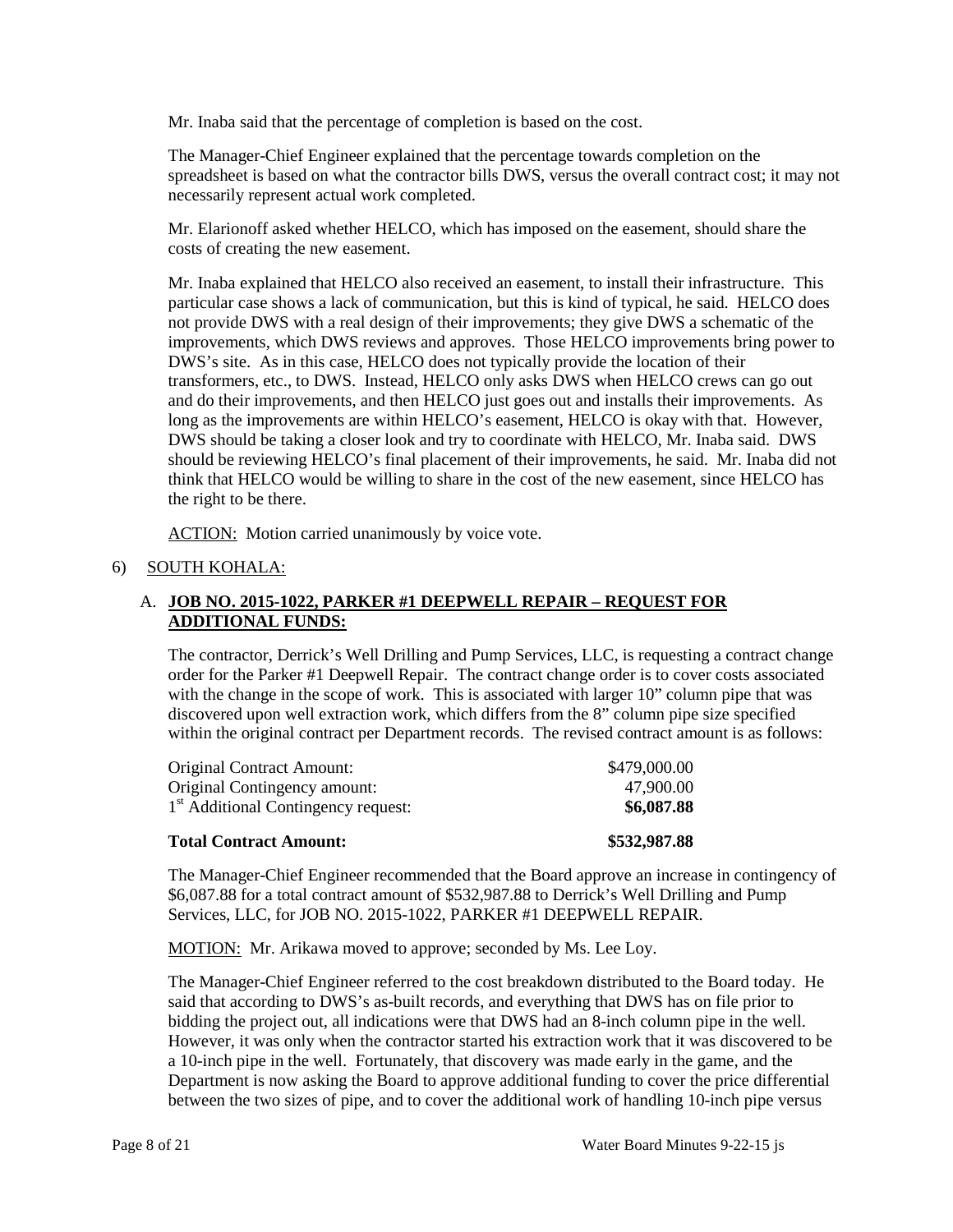Mr. Inaba said that the percentage of completion is based on the cost.

The Manager-Chief Engineer explained that the percentage towards completion on the spreadsheet is based on what the contractor bills DWS, versus the overall contract cost; it may not necessarily represent actual work completed.

Mr. Elarionoff asked whether HELCO, which has imposed on the easement, should share the costs of creating the new easement.

Mr. Inaba explained that HELCO also received an easement, to install their infrastructure. This particular case shows a lack of communication, but this is kind of typical, he said. HELCO does not provide DWS with a real design of their improvements; they give DWS a schematic of the improvements, which DWS reviews and approves. Those HELCO improvements bring power to DWS's site. As in this case, HELCO does not typically provide the location of their transformers, etc., to DWS. Instead, HELCO only asks DWS when HELCO crews can go out and do their improvements, and then HELCO just goes out and installs their improvements. As long as the improvements are within HELCO's easement, HELCO is okay with that. However, DWS should be taking a closer look and try to coordinate with HELCO, Mr. Inaba said. DWS should be reviewing HELCO's final placement of their improvements, he said. Mr. Inaba did not think that HELCO would be willing to share in the cost of the new easement, since HELCO has the right to be there.

ACTION: Motion carried unanimously by voice vote.

6) SOUTH KOHALA:

A. **JOB NO. 2015-1022, PARKER #1 DEEPWELL REPAIR – REQUEST FOR ADDITIONAL FUNDS:**

The contractor, Derrick's Well Drilling and Pump Services, LLC, is requesting a contract change order for the Parker #1 Deepwell Repair. The contract change order is to cover costs associated with the change in the scope of work. This is associated with larger 10" column pipe that was discovered upon well extraction work, which differs from the 8" column pipe size specified within the original contract per Department records. The revised contract amount is as follows:

| | |
|---|---|
| Original Contract Amount: | \$479,000.00 |
| Original Contingency amount: | 47,900.00 |
| 1st Additional Contingency request: | **\$6,087.88** |
| **Total Contract Amount:** | **\$532,987.88** |

The Manager-Chief Engineer recommended that the Board approve an increase in contingency of \$6,087.88 for a total contract amount of \$532,987.88 to Derrick's Well Drilling and Pump Services, LLC, for JOB NO. 2015-1022, PARKER #1 DEEPWELL REPAIR.

MOTION: Mr. Arikawa moved to approve; seconded by Ms. Lee Loy.

The Manager-Chief Engineer referred to the cost breakdown distributed to the Board today. He said that according to DWS's as-built records, and everything that DWS has on file prior to bidding the project out, all indications were that DWS had an 8-inch column pipe in the well. However, it was only when the contractor started his extraction work that it was discovered to be a 10-inch pipe in the well. Fortunately, that discovery was made early in the game, and the Department is now asking the Board to approve additional funding to cover the price differential between the two sizes of pipe, and to cover the additional work of handling 10-inch pipe versus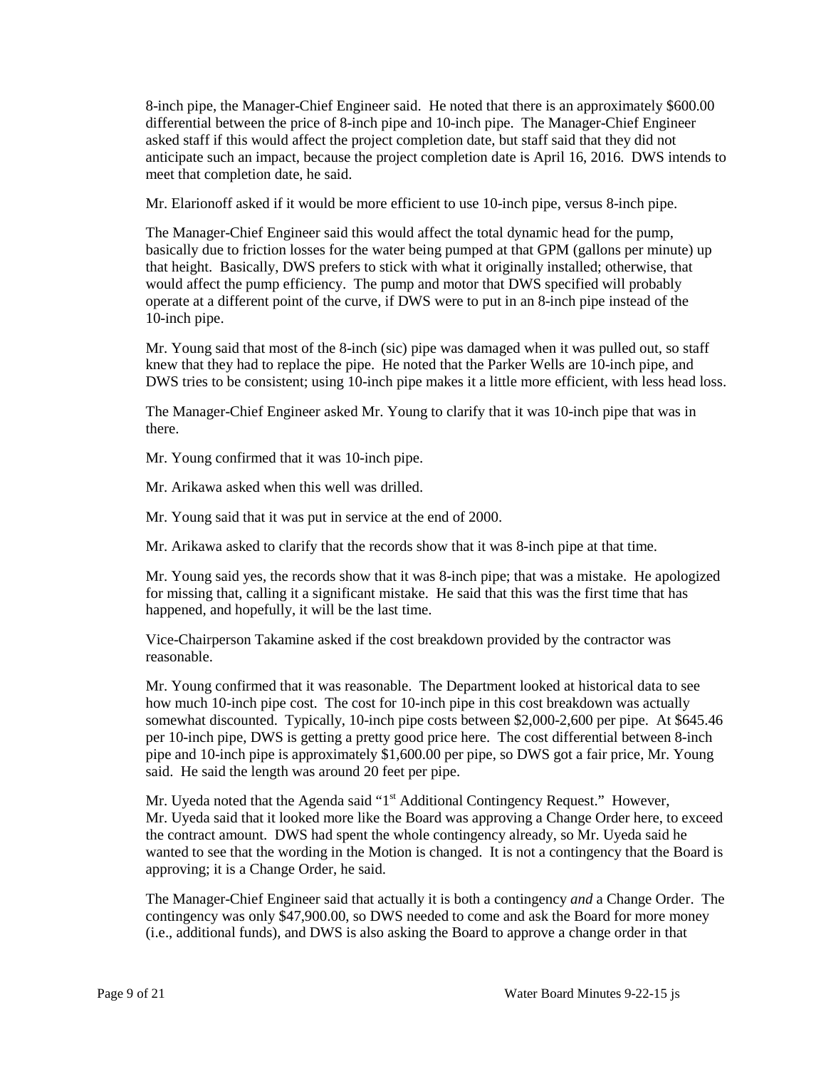8-inch pipe, the Manager-Chief Engineer said. He noted that there is an approximately $600.00 differential between the price of 8-inch pipe and 10-inch pipe. The Manager-Chief Engineer asked staff if this would affect the project completion date, but staff said that they did not anticipate such an impact, because the project completion date is April 16, 2016. DWS intends to meet that completion date, he said.

Mr. Elarionoff asked if it would be more efficient to use 10-inch pipe, versus 8-inch pipe.

The Manager-Chief Engineer said this would affect the total dynamic head for the pump, basically due to friction losses for the water being pumped at that GPM (gallons per minute) up that height. Basically, DWS prefers to stick with what it originally installed; otherwise, that would affect the pump efficiency. The pump and motor that DWS specified will probably operate at a different point of the curve, if DWS were to put in an 8-inch pipe instead of the 10-inch pipe.

Mr. Young said that most of the 8-inch (sic) pipe was damaged when it was pulled out, so staff knew that they had to replace the pipe. He noted that the Parker Wells are 10-inch pipe, and DWS tries to be consistent; using 10-inch pipe makes it a little more efficient, with less head loss.

The Manager-Chief Engineer asked Mr. Young to clarify that it was 10-inch pipe that was in there.

Mr. Young confirmed that it was 10-inch pipe.

Mr. Arikawa asked when this well was drilled.

Mr. Young said that it was put in service at the end of 2000.

Mr. Arikawa asked to clarify that the records show that it was 8-inch pipe at that time.

Mr. Young said yes, the records show that it was 8-inch pipe; that was a mistake. He apologized for missing that, calling it a significant mistake. He said that this was the first time that has happened, and hopefully, it will be the last time.

Vice-Chairperson Takamine asked if the cost breakdown provided by the contractor was reasonable.

Mr. Young confirmed that it was reasonable. The Department looked at historical data to see how much 10-inch pipe cost. The cost for 10-inch pipe in this cost breakdown was actually somewhat discounted. Typically, 10-inch pipe costs between $2,000-2,600 per pipe. At $645.46 per 10-inch pipe, DWS is getting a pretty good price here. The cost differential between 8-inch pipe and 10-inch pipe is approximately $1,600.00 per pipe, so DWS got a fair price, Mr. Young said. He said the length was around 20 feet per pipe.

Mr. Uyeda noted that the Agenda said "1st Additional Contingency Request." However, Mr. Uyeda said that it looked more like the Board was approving a Change Order here, to exceed the contract amount. DWS had spent the whole contingency already, so Mr. Uyeda said he wanted to see that the wording in the Motion is changed. It is not a contingency that the Board is approving; it is a Change Order, he said.

The Manager-Chief Engineer said that actually it is both a contingency *and* a Change Order. The contingency was only $47,900.00, so DWS needed to come and ask the Board for more money (i.e., additional funds), and DWS is also asking the Board to approve a change order in that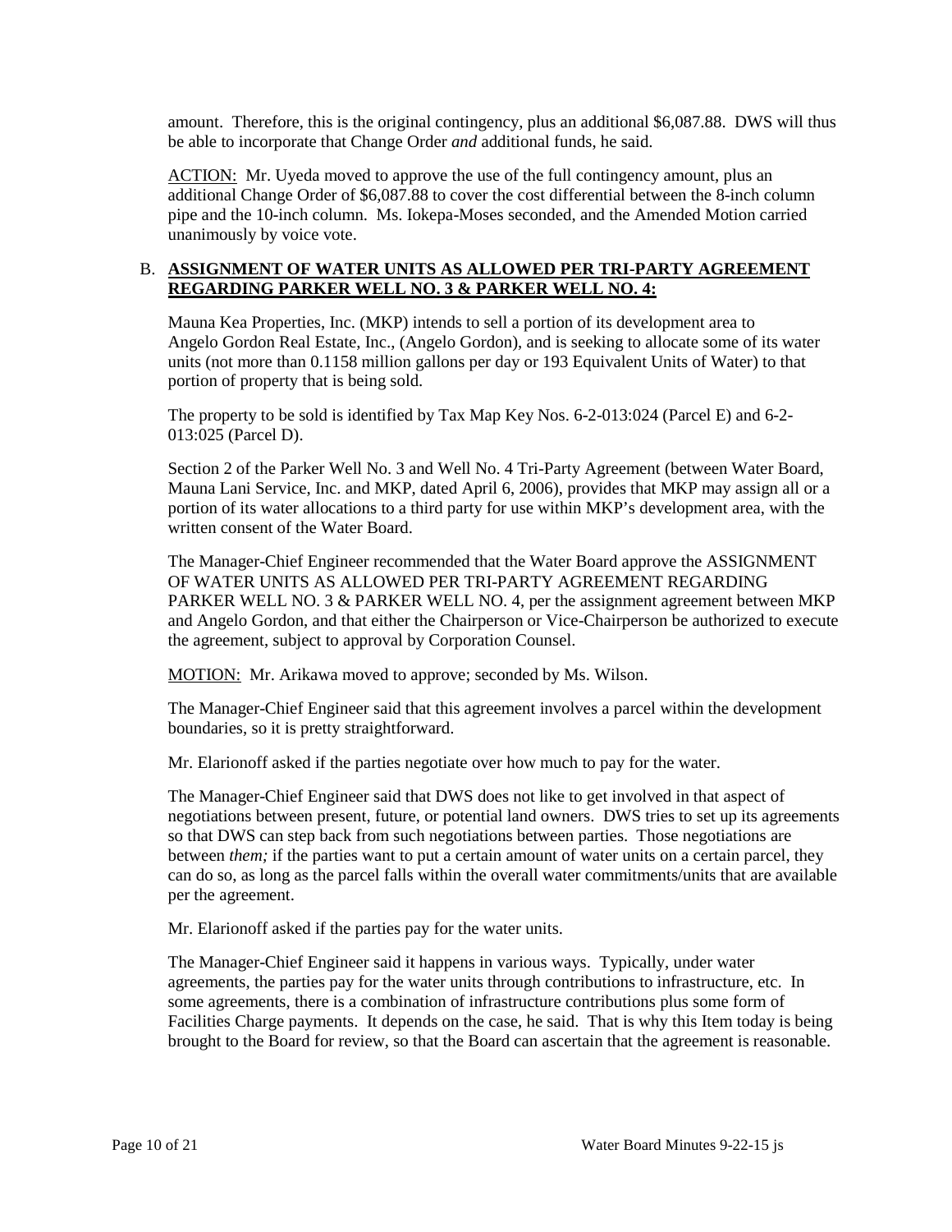amount. Therefore, this is the original contingency, plus an additional \$6,087.88. DWS will thus be able to incorporate that Change Order *and* additional funds, he said.

<u>ACTION:</u> Mr. Uyeda moved to approve the use of the full contingency amount, plus an additional Change Order of \$6,087.88 to cover the cost differential between the 8-inch column pipe and the 10-inch column. Ms. Iokepa-Moses seconded, and the Amended Motion carried unanimously by voice vote.

B. **<u>ASSIGNMENT OF WATER UNITS AS ALLOWED PER TRI-PARTY AGREEMENT REGARDING PARKER WELL NO. 3 & PARKER WELL NO. 4:</u>**

Mauna Kea Properties, Inc. (MKP) intends to sell a portion of its development area to Angelo Gordon Real Estate, Inc., (Angelo Gordon), and is seeking to allocate some of its water units (not more than 0.1158 million gallons per day or 193 Equivalent Units of Water) to that portion of property that is being sold.

The property to be sold is identified by Tax Map Key Nos. 6-2-013:024 (Parcel E) and 6-2-013:025 (Parcel D).

Section 2 of the Parker Well No. 3 and Well No. 4 Tri-Party Agreement (between Water Board, Mauna Lani Service, Inc. and MKP, dated April 6, 2006), provides that MKP may assign all or a portion of its water allocations to a third party for use within MKP's development area, with the written consent of the Water Board.

The Manager-Chief Engineer recommended that the Water Board approve the ASSIGNMENT OF WATER UNITS AS ALLOWED PER TRI-PARTY AGREEMENT REGARDING PARKER WELL NO. 3 & PARKER WELL NO. 4, per the assignment agreement between MKP and Angelo Gordon, and that either the Chairperson or Vice-Chairperson be authorized to execute the agreement, subject to approval by Corporation Counsel.

<u>MOTION:</u> Mr. Arikawa moved to approve; seconded by Ms. Wilson.

The Manager-Chief Engineer said that this agreement involves a parcel within the development boundaries, so it is pretty straightforward.

Mr. Elarionoff asked if the parties negotiate over how much to pay for the water.

The Manager-Chief Engineer said that DWS does not like to get involved in that aspect of negotiations between present, future, or potential land owners. DWS tries to set up its agreements so that DWS can step back from such negotiations between parties. Those negotiations are between *them;* if the parties want to put a certain amount of water units on a certain parcel, they can do so, as long as the parcel falls within the overall water commitments/units that are available per the agreement.

Mr. Elarionoff asked if the parties pay for the water units.

The Manager-Chief Engineer said it happens in various ways. Typically, under water agreements, the parties pay for the water units through contributions to infrastructure, etc. In some agreements, there is a combination of infrastructure contributions plus some form of Facilities Charge payments. It depends on the case, he said. That is why this Item today is being brought to the Board for review, so that the Board can ascertain that the agreement is reasonable.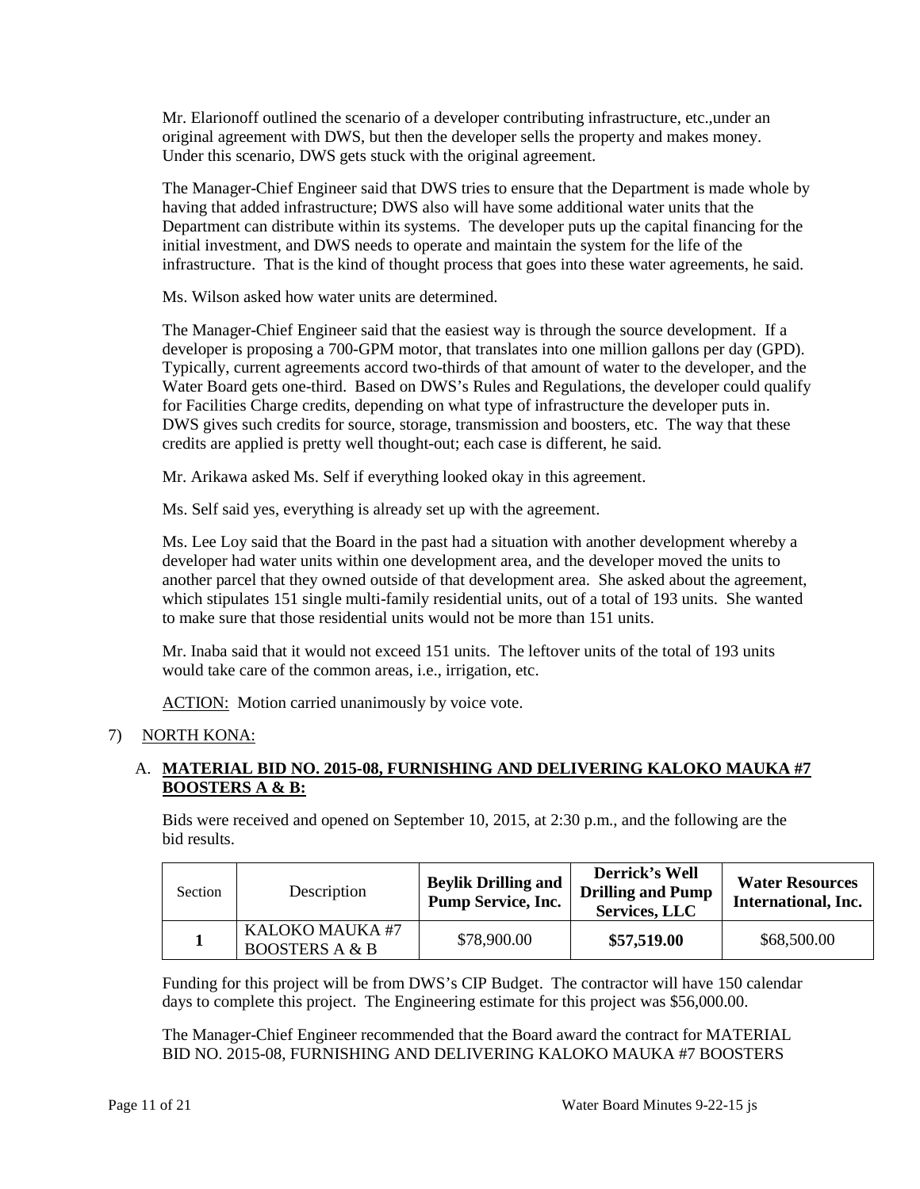Mr. Elarionoff outlined the scenario of a developer contributing infrastructure, etc.,under an original agreement with DWS, but then the developer sells the property and makes money. Under this scenario, DWS gets stuck with the original agreement.

The Manager-Chief Engineer said that DWS tries to ensure that the Department is made whole by having that added infrastructure; DWS also will have some additional water units that the Department can distribute within its systems. The developer puts up the capital financing for the initial investment, and DWS needs to operate and maintain the system for the life of the infrastructure. That is the kind of thought process that goes into these water agreements, he said.

Ms. Wilson asked how water units are determined.

The Manager-Chief Engineer said that the easiest way is through the source development. If a developer is proposing a 700-GPM motor, that translates into one million gallons per day (GPD). Typically, current agreements accord two-thirds of that amount of water to the developer, and the Water Board gets one-third. Based on DWS's Rules and Regulations, the developer could qualify for Facilities Charge credits, depending on what type of infrastructure the developer puts in. DWS gives such credits for source, storage, transmission and boosters, etc. The way that these credits are applied is pretty well thought-out; each case is different, he said.

Mr. Arikawa asked Ms. Self if everything looked okay in this agreement.

Ms. Self said yes, everything is already set up with the agreement.

Ms. Lee Loy said that the Board in the past had a situation with another development whereby a developer had water units within one development area, and the developer moved the units to another parcel that they owned outside of that development area. She asked about the agreement, which stipulates 151 single multi-family residential units, out of a total of 193 units. She wanted to make sure that those residential units would not be more than 151 units.

Mr. Inaba said that it would not exceed 151 units. The leftover units of the total of 193 units would take care of the common areas, i.e., irrigation, etc.

ACTION: Motion carried unanimously by voice vote.

7) NORTH KONA:

A. **MATERIAL BID NO. 2015-08, FURNISHING AND DELIVERING KALOKO MAUKA #7 BOOSTERS A & B:**

Bids were received and opened on September 10, 2015, at 2:30 p.m., and the following are the bid results.

| Section | Description | Beylik Drilling and Pump Service, Inc. | Derrick's Well Drilling and Pump Services, LLC | Water Resources International, Inc. |
|---|---|---|---|---|
| **1** | KALOKO MAUKA #7 BOOSTERS A & B | $78,900.00 | **$57,519.00** | $68,500.00 |

Funding for this project will be from DWS's CIP Budget. The contractor will have 150 calendar days to complete this project. The Engineering estimate for this project was $56,000.00.

The Manager-Chief Engineer recommended that the Board award the contract for MATERIAL BID NO. 2015-08, FURNISHING AND DELIVERING KALOKO MAUKA #7 BOOSTERS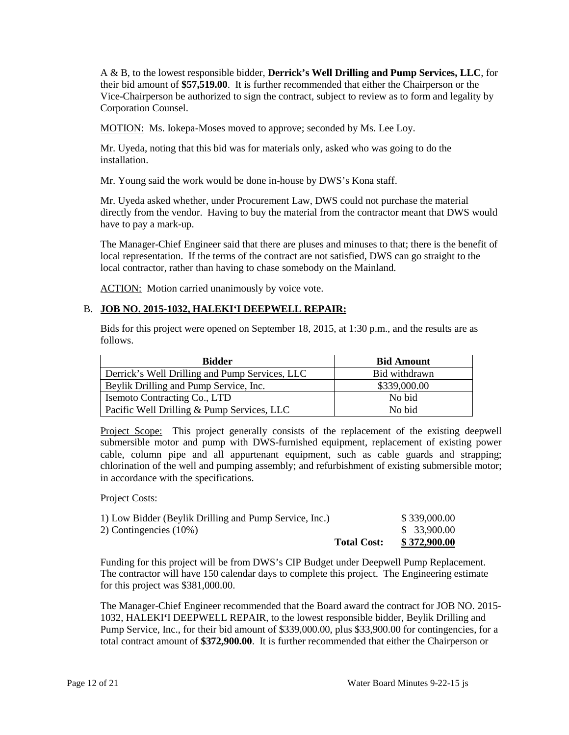A & B, to the lowest responsible bidder, **Derrick's Well Drilling and Pump Services, LLC**, for their bid amount of **$57,519.00**. It is further recommended that either the Chairperson or the Vice-Chairperson be authorized to sign the contract, subject to review as to form and legality by Corporation Counsel.

MOTION: Ms. Iokepa-Moses moved to approve; seconded by Ms. Lee Loy.

Mr. Uyeda, noting that this bid was for materials only, asked who was going to do the installation.

Mr. Young said the work would be done in-house by DWS's Kona staff.

Mr. Uyeda asked whether, under Procurement Law, DWS could not purchase the material directly from the vendor. Having to buy the material from the contractor meant that DWS would have to pay a mark-up.

The Manager-Chief Engineer said that there are pluses and minuses to that; there is the benefit of local representation. If the terms of the contract are not satisfied, DWS can go straight to the local contractor, rather than having to chase somebody on the Mainland.

ACTION: Motion carried unanimously by voice vote.

B. **JOB NO. 2015-1032, HALEKI'I DEEPWELL REPAIR:**

Bids for this project were opened on September 18, 2015, at 1:30 p.m., and the results are as follows.

| Bidder | Bid Amount |
|---|---|
| Derrick's Well Drilling and Pump Services, LLC | Bid withdrawn |
| Beylik Drilling and Pump Service, Inc. | $339,000.00 |
| Isemoto Contracting Co., LTD | No bid |
| Pacific Well Drilling & Pump Services, LLC | No bid |

Project Scope: This project generally consists of the replacement of the existing deepwell submersible motor and pump with DWS-furnished equipment, replacement of existing power cable, column pipe and all appurtenant equipment, such as cable guards and strapping; chlorination of the well and pumping assembly; and refurbishment of existing submersible motor; in accordance with the specifications.

Project Costs:

| | | |
|---|---|---|
| 1) Low Bidder (Beylik Drilling and Pump Service, Inc.) | | $ 339,000.00 |
| 2) Contingencies (10%) | | $ 33,900.00 |
| | **Total Cost:** | **$ 372,900.00** |

Funding for this project will be from DWS's CIP Budget under Deepwell Pump Replacement. The contractor will have 150 calendar days to complete this project. The Engineering estimate for this project was $381,000.00.

The Manager-Chief Engineer recommended that the Board award the contract for JOB NO. 2015-1032, HALEKI'I DEEPWELL REPAIR, to the lowest responsible bidder, Beylik Drilling and Pump Service, Inc., for their bid amount of $339,000.00, plus $33,900.00 for contingencies, for a total contract amount of **$372,900.00**. It is further recommended that either the Chairperson or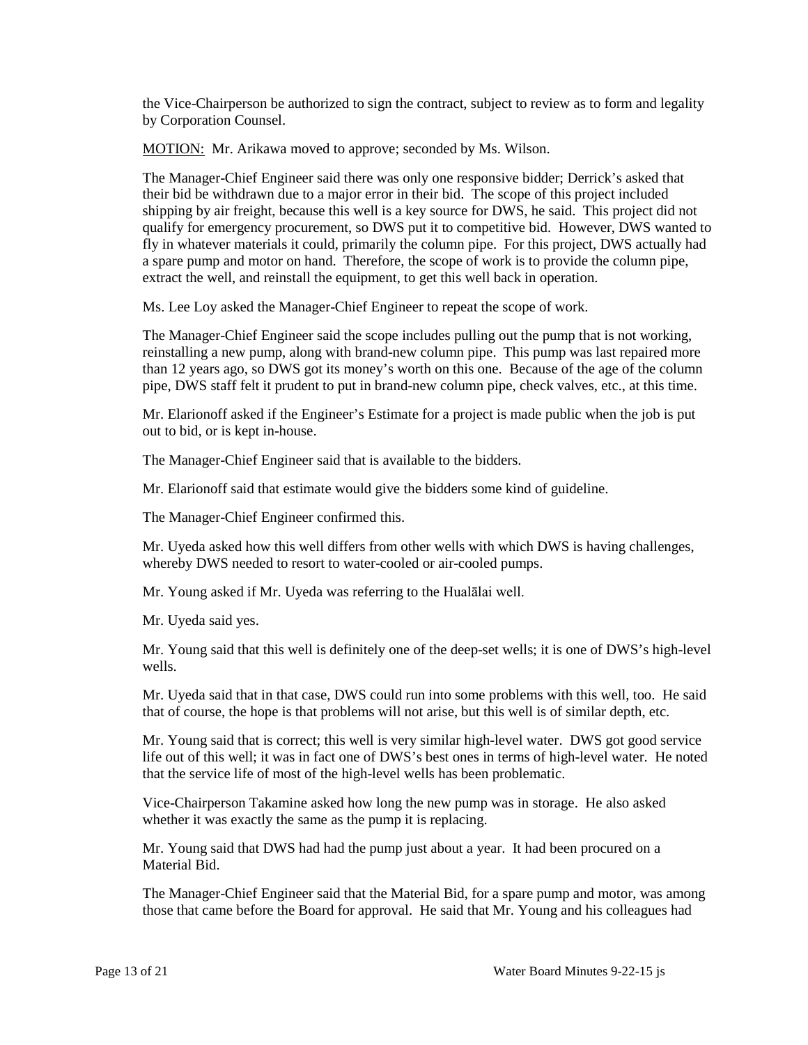the Vice-Chairperson be authorized to sign the contract, subject to review as to form and legality by Corporation Counsel.

MOTION: Mr. Arikawa moved to approve; seconded by Ms. Wilson.

The Manager-Chief Engineer said there was only one responsive bidder; Derrick's asked that their bid be withdrawn due to a major error in their bid. The scope of this project included shipping by air freight, because this well is a key source for DWS, he said. This project did not qualify for emergency procurement, so DWS put it to competitive bid. However, DWS wanted to fly in whatever materials it could, primarily the column pipe. For this project, DWS actually had a spare pump and motor on hand. Therefore, the scope of work is to provide the column pipe, extract the well, and reinstall the equipment, to get this well back in operation.

Ms. Lee Loy asked the Manager-Chief Engineer to repeat the scope of work.

The Manager-Chief Engineer said the scope includes pulling out the pump that is not working, reinstalling a new pump, along with brand-new column pipe. This pump was last repaired more than 12 years ago, so DWS got its money's worth on this one. Because of the age of the column pipe, DWS staff felt it prudent to put in brand-new column pipe, check valves, etc., at this time.

Mr. Elarionoff asked if the Engineer's Estimate for a project is made public when the job is put out to bid, or is kept in-house.

The Manager-Chief Engineer said that is available to the bidders.

Mr. Elarionoff said that estimate would give the bidders some kind of guideline.

The Manager-Chief Engineer confirmed this.

Mr. Uyeda asked how this well differs from other wells with which DWS is having challenges, whereby DWS needed to resort to water-cooled or air-cooled pumps.

Mr. Young asked if Mr. Uyeda was referring to the Hualālai well.

Mr. Uyeda said yes.

Mr. Young said that this well is definitely one of the deep-set wells; it is one of DWS's high-level wells.

Mr. Uyeda said that in that case, DWS could run into some problems with this well, too. He said that of course, the hope is that problems will not arise, but this well is of similar depth, etc.

Mr. Young said that is correct; this well is very similar high-level water. DWS got good service life out of this well; it was in fact one of DWS's best ones in terms of high-level water. He noted that the service life of most of the high-level wells has been problematic.

Vice-Chairperson Takamine asked how long the new pump was in storage. He also asked whether it was exactly the same as the pump it is replacing.

Mr. Young said that DWS had had the pump just about a year. It had been procured on a Material Bid.

The Manager-Chief Engineer said that the Material Bid, for a spare pump and motor, was among those that came before the Board for approval. He said that Mr. Young and his colleagues had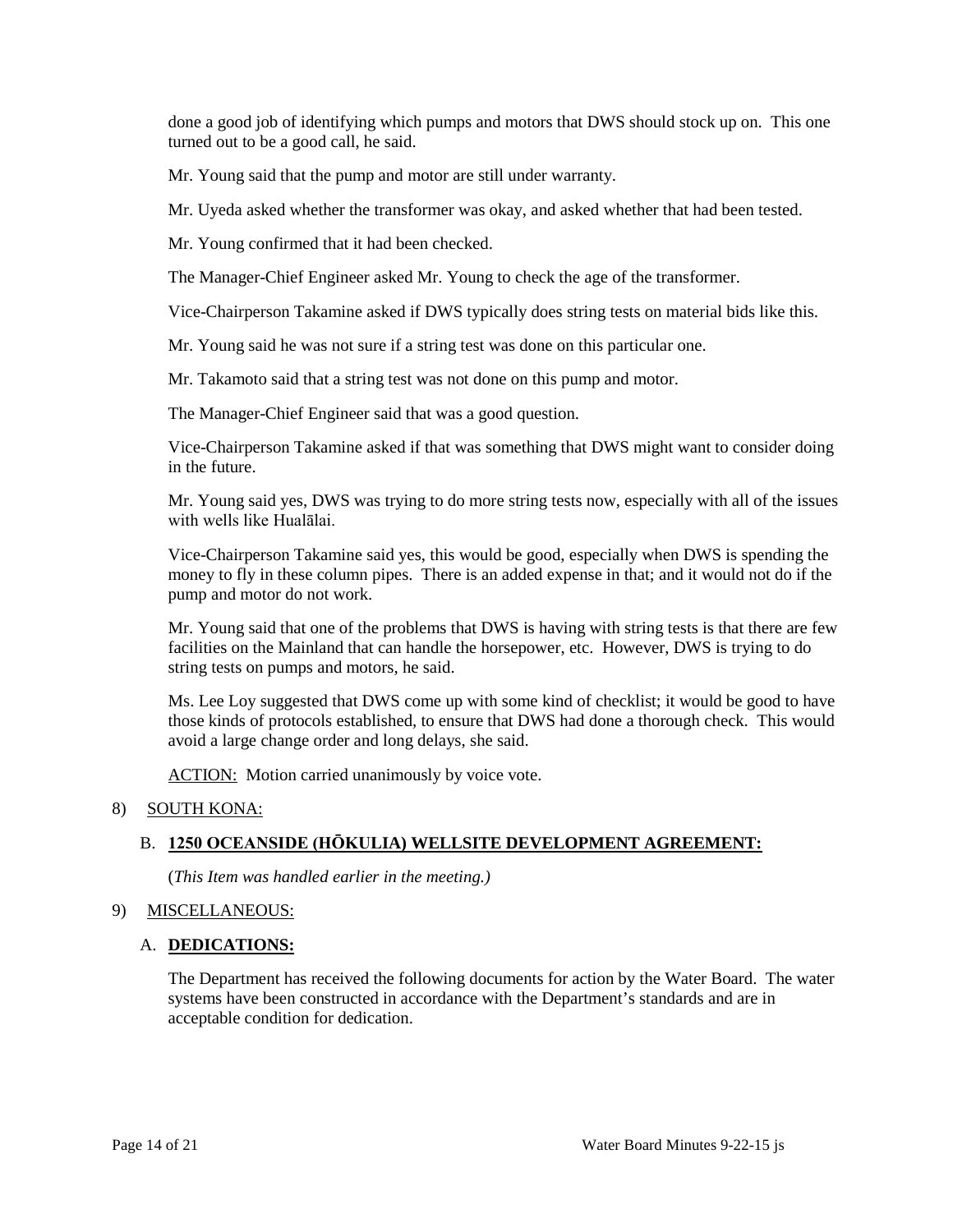done a good job of identifying which pumps and motors that DWS should stock up on. This one turned out to be a good call, he said.

Mr. Young said that the pump and motor are still under warranty.

Mr. Uyeda asked whether the transformer was okay, and asked whether that had been tested.

Mr. Young confirmed that it had been checked.

The Manager-Chief Engineer asked Mr. Young to check the age of the transformer.

Vice-Chairperson Takamine asked if DWS typically does string tests on material bids like this.

Mr. Young said he was not sure if a string test was done on this particular one.

Mr. Takamoto said that a string test was not done on this pump and motor.

The Manager-Chief Engineer said that was a good question.

Vice-Chairperson Takamine asked if that was something that DWS might want to consider doing in the future.

Mr. Young said yes, DWS was trying to do more string tests now, especially with all of the issues with wells like Hualālai.

Vice-Chairperson Takamine said yes, this would be good, especially when DWS is spending the money to fly in these column pipes. There is an added expense in that; and it would not do if the pump and motor do not work.

Mr. Young said that one of the problems that DWS is having with string tests is that there are few facilities on the Mainland that can handle the horsepower, etc. However, DWS is trying to do string tests on pumps and motors, he said.

Ms. Lee Loy suggested that DWS come up with some kind of checklist; it would be good to have those kinds of protocols established, to ensure that DWS had done a thorough check. This would avoid a large change order and long delays, she said.

ACTION: Motion carried unanimously by voice vote.

8) SOUTH KONA:

B. **1250 OCEANSIDE (HŌKULIA) WELLSITE DEVELOPMENT AGREEMENT:**

(*This Item was handled earlier in the meeting.)*

9) MISCELLANEOUS:

A. **DEDICATIONS:**

The Department has received the following documents for action by the Water Board. The water systems have been constructed in accordance with the Department's standards and are in acceptable condition for dedication.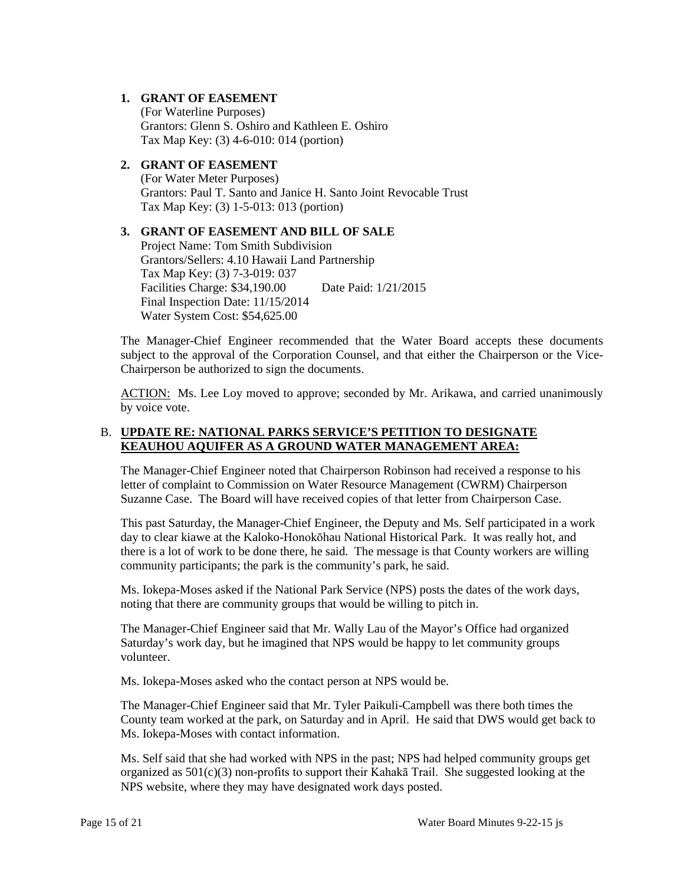1. **GRANT OF EASEMENT**
   (For Waterline Purposes)
   Grantors: Glenn S. Oshiro and Kathleen E. Oshiro
   Tax Map Key: (3) 4-6-010: 014 (portion)

2. **GRANT OF EASEMENT**
   (For Water Meter Purposes)
   Grantors: Paul T. Santo and Janice H. Santo Joint Revocable Trust
   Tax Map Key: (3) 1-5-013: 013 (portion)

3. **GRANT OF EASEMENT AND BILL OF SALE**
   Project Name: Tom Smith Subdivision
   Grantors/Sellers: 4.10 Hawaii Land Partnership
   Tax Map Key: (3) 7-3-019: 037
   Facilities Charge: $34,190.00 Date Paid: 1/21/2015
   Final Inspection Date: 11/15/2014
   Water System Cost: $54,625.00

The Manager-Chief Engineer recommended that the Water Board accepts these documents subject to the approval of the Corporation Counsel, and that either the Chairperson or the Vice-Chairperson be authorized to sign the documents.

ACTION: Ms. Lee Loy moved to approve; seconded by Mr. Arikawa, and carried unanimously by voice vote.

B. **UPDATE RE: NATIONAL PARKS SERVICE'S PETITION TO DESIGNATE KEAUHOU AQUIFER AS A GROUND WATER MANAGEMENT AREA:**

The Manager-Chief Engineer noted that Chairperson Robinson had received a response to his letter of complaint to Commission on Water Resource Management (CWRM) Chairperson Suzanne Case. The Board will have received copies of that letter from Chairperson Case.

This past Saturday, the Manager-Chief Engineer, the Deputy and Ms. Self participated in a work day to clear kiawe at the Kaloko-Honokōhau National Historical Park. It was really hot, and there is a lot of work to be done there, he said. The message is that County workers are willing community participants; the park is the community's park, he said.

Ms. Iokepa-Moses asked if the National Park Service (NPS) posts the dates of the work days, noting that there are community groups that would be willing to pitch in.

The Manager-Chief Engineer said that Mr. Wally Lau of the Mayor's Office had organized Saturday's work day, but he imagined that NPS would be happy to let community groups volunteer.

Ms. Iokepa-Moses asked who the contact person at NPS would be.

The Manager-Chief Engineer said that Mr. Tyler Paikuli-Campbell was there both times the County team worked at the park, on Saturday and in April. He said that DWS would get back to Ms. Iokepa-Moses with contact information.

Ms. Self said that she had worked with NPS in the past; NPS had helped community groups get organized as 501(c)(3) non-profits to support their Kahakā Trail. She suggested looking at the NPS website, where they may have designated work days posted.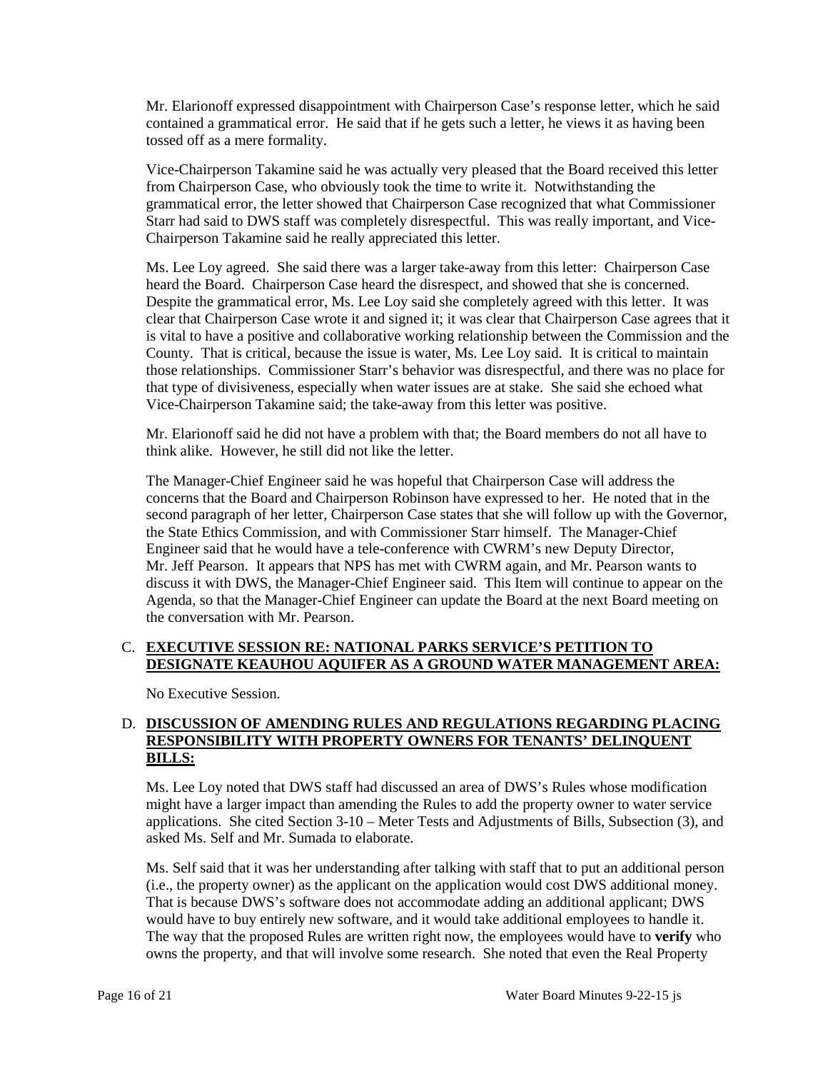Mr. Elarionoff expressed disappointment with Chairperson Case's response letter, which he said contained a grammatical error. He said that if he gets such a letter, he views it as having been tossed off as a mere formality.

Vice-Chairperson Takamine said he was actually very pleased that the Board received this letter from Chairperson Case, who obviously took the time to write it. Notwithstanding the grammatical error, the letter showed that Chairperson Case recognized that what Commissioner Starr had said to DWS staff was completely disrespectful. This was really important, and Vice-Chairperson Takamine said he really appreciated this letter.

Ms. Lee Loy agreed. She said there was a larger take-away from this letter: Chairperson Case heard the Board. Chairperson Case heard the disrespect, and showed that she is concerned. Despite the grammatical error, Ms. Lee Loy said she completely agreed with this letter. It was clear that Chairperson Case wrote it and signed it; it was clear that Chairperson Case agrees that it is vital to have a positive and collaborative working relationship between the Commission and the County. That is critical, because the issue is water, Ms. Lee Loy said. It is critical to maintain those relationships. Commissioner Starr's behavior was disrespectful, and there was no place for that type of divisiveness, especially when water issues are at stake. She said she echoed what Vice-Chairperson Takamine said; the take-away from this letter was positive.

Mr. Elarionoff said he did not have a problem with that; the Board members do not all have to think alike. However, he still did not like the letter.

The Manager-Chief Engineer said he was hopeful that Chairperson Case will address the concerns that the Board and Chairperson Robinson have expressed to her. He noted that in the second paragraph of her letter, Chairperson Case states that she will follow up with the Governor, the State Ethics Commission, and with Commissioner Starr himself. The Manager-Chief Engineer said that he would have a tele-conference with CWRM's new Deputy Director, Mr. Jeff Pearson. It appears that NPS has met with CWRM again, and Mr. Pearson wants to discuss it with DWS, the Manager-Chief Engineer said. This Item will continue to appear on the Agenda, so that the Manager-Chief Engineer can update the Board at the next Board meeting on the conversation with Mr. Pearson.

C. **EXECUTIVE SESSION RE: NATIONAL PARKS SERVICE'S PETITION TO DESIGNATE KEAUHOU AQUIFER AS A GROUND WATER MANAGEMENT AREA:**

No Executive Session.

D. **DISCUSSION OF AMENDING RULES AND REGULATIONS REGARDING PLACING RESPONSIBILITY WITH PROPERTY OWNERS FOR TENANTS' DELINQUENT BILLS:**

Ms. Lee Loy noted that DWS staff had discussed an area of DWS's Rules whose modification might have a larger impact than amending the Rules to add the property owner to water service applications. She cited Section 3-10 – Meter Tests and Adjustments of Bills, Subsection (3), and asked Ms. Self and Mr. Sumada to elaborate.

Ms. Self said that it was her understanding after talking with staff that to put an additional person (i.e., the property owner) as the applicant on the application would cost DWS additional money. That is because DWS's software does not accommodate adding an additional applicant; DWS would have to buy entirely new software, and it would take additional employees to handle it. The way that the proposed Rules are written right now, the employees would have to **verify** who owns the property, and that will involve some research. She noted that even the Real Property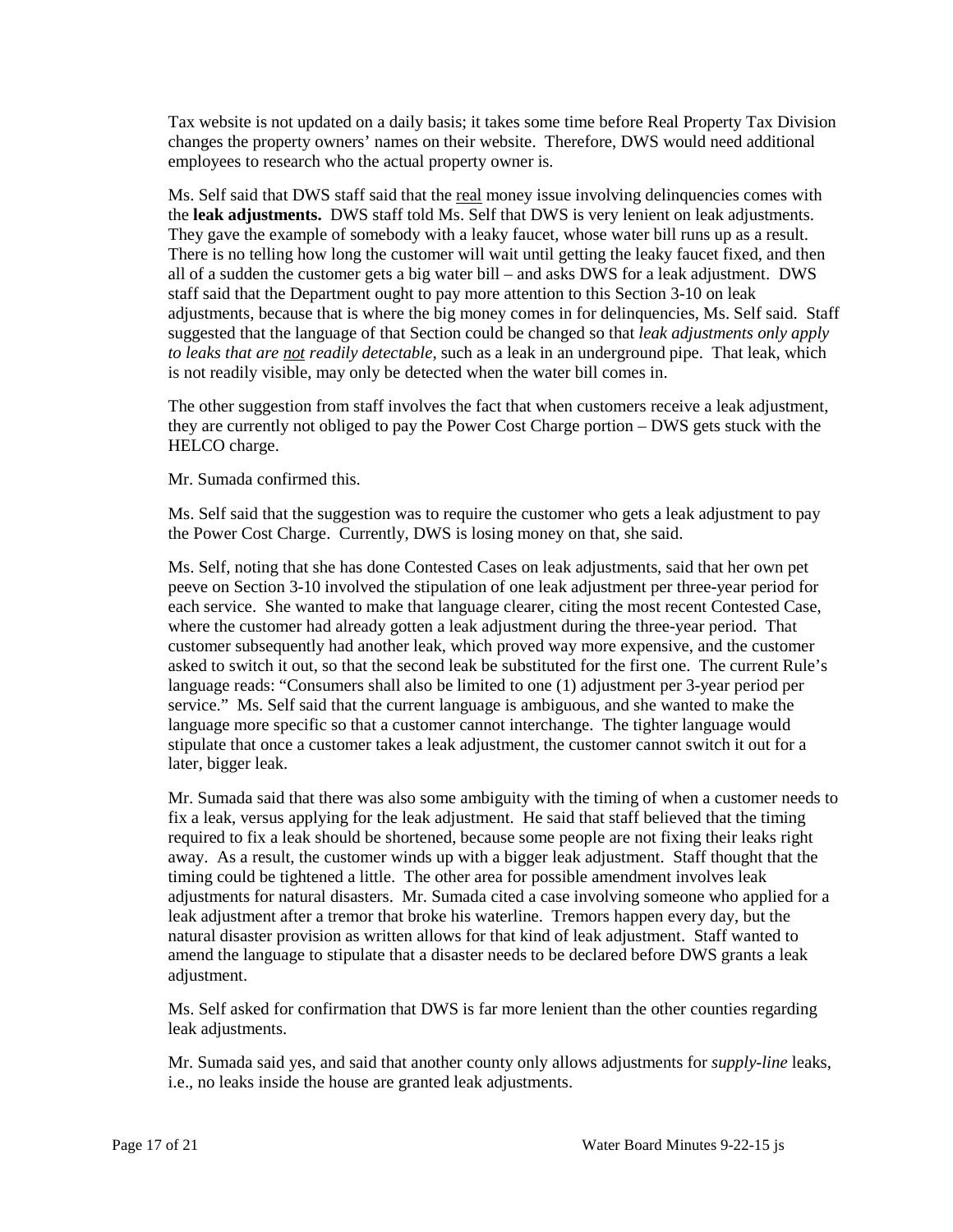Tax website is not updated on a daily basis; it takes some time before Real Property Tax Division changes the property owners' names on their website. Therefore, DWS would need additional employees to research who the actual property owner is.

Ms. Self said that DWS staff said that the <u>real</u> money issue involving delinquencies comes with the **leak adjustments.** DWS staff told Ms. Self that DWS is very lenient on leak adjustments. They gave the example of somebody with a leaky faucet, whose water bill runs up as a result. There is no telling how long the customer will wait until getting the leaky faucet fixed, and then all of a sudden the customer gets a big water bill – and asks DWS for a leak adjustment. DWS staff said that the Department ought to pay more attention to this Section 3-10 on leak adjustments, because that is where the big money comes in for delinquencies, Ms. Self said. Staff suggested that the language of that Section could be changed so that *leak adjustments only apply to leaks that are <u>not</u> readily detectable*, such as a leak in an underground pipe. That leak, which is not readily visible, may only be detected when the water bill comes in.

The other suggestion from staff involves the fact that when customers receive a leak adjustment, they are currently not obliged to pay the Power Cost Charge portion – DWS gets stuck with the HELCO charge.

Mr. Sumada confirmed this.

Ms. Self said that the suggestion was to require the customer who gets a leak adjustment to pay the Power Cost Charge. Currently, DWS is losing money on that, she said.

Ms. Self, noting that she has done Contested Cases on leak adjustments, said that her own pet peeve on Section 3-10 involved the stipulation of one leak adjustment per three-year period for each service. She wanted to make that language clearer, citing the most recent Contested Case, where the customer had already gotten a leak adjustment during the three-year period. That customer subsequently had another leak, which proved way more expensive, and the customer asked to switch it out, so that the second leak be substituted for the first one. The current Rule's language reads: "Consumers shall also be limited to one (1) adjustment per 3-year period per service." Ms. Self said that the current language is ambiguous, and she wanted to make the language more specific so that a customer cannot interchange. The tighter language would stipulate that once a customer takes a leak adjustment, the customer cannot switch it out for a later, bigger leak.

Mr. Sumada said that there was also some ambiguity with the timing of when a customer needs to fix a leak, versus applying for the leak adjustment. He said that staff believed that the timing required to fix a leak should be shortened, because some people are not fixing their leaks right away. As a result, the customer winds up with a bigger leak adjustment. Staff thought that the timing could be tightened a little. The other area for possible amendment involves leak adjustments for natural disasters. Mr. Sumada cited a case involving someone who applied for a leak adjustment after a tremor that broke his waterline. Tremors happen every day, but the natural disaster provision as written allows for that kind of leak adjustment. Staff wanted to amend the language to stipulate that a disaster needs to be declared before DWS grants a leak adjustment.

Ms. Self asked for confirmation that DWS is far more lenient than the other counties regarding leak adjustments.

Mr. Sumada said yes, and said that another county only allows adjustments for *supply-line* leaks, i.e., no leaks inside the house are granted leak adjustments.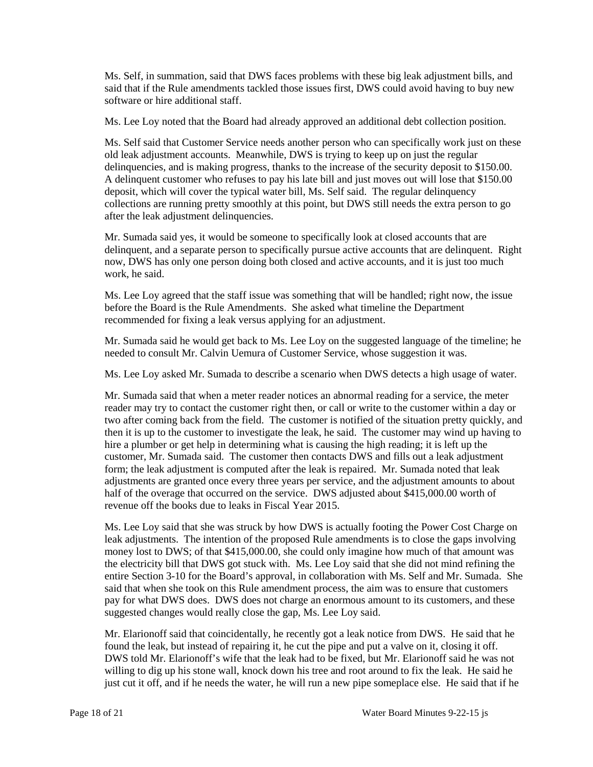Ms. Self, in summation, said that DWS faces problems with these big leak adjustment bills, and said that if the Rule amendments tackled those issues first, DWS could avoid having to buy new software or hire additional staff.

Ms. Lee Loy noted that the Board had already approved an additional debt collection position.

Ms. Self said that Customer Service needs another person who can specifically work just on these old leak adjustment accounts. Meanwhile, DWS is trying to keep up on just the regular delinquencies, and is making progress, thanks to the increase of the security deposit to $150.00. A delinquent customer who refuses to pay his late bill and just moves out will lose that $150.00 deposit, which will cover the typical water bill, Ms. Self said. The regular delinquency collections are running pretty smoothly at this point, but DWS still needs the extra person to go after the leak adjustment delinquencies.

Mr. Sumada said yes, it would be someone to specifically look at closed accounts that are delinquent, and a separate person to specifically pursue active accounts that are delinquent. Right now, DWS has only one person doing both closed and active accounts, and it is just too much work, he said.

Ms. Lee Loy agreed that the staff issue was something that will be handled; right now, the issue before the Board is the Rule Amendments. She asked what timeline the Department recommended for fixing a leak versus applying for an adjustment.

Mr. Sumada said he would get back to Ms. Lee Loy on the suggested language of the timeline; he needed to consult Mr. Calvin Uemura of Customer Service, whose suggestion it was.

Ms. Lee Loy asked Mr. Sumada to describe a scenario when DWS detects a high usage of water.

Mr. Sumada said that when a meter reader notices an abnormal reading for a service, the meter reader may try to contact the customer right then, or call or write to the customer within a day or two after coming back from the field. The customer is notified of the situation pretty quickly, and then it is up to the customer to investigate the leak, he said. The customer may wind up having to hire a plumber or get help in determining what is causing the high reading; it is left up the customer, Mr. Sumada said. The customer then contacts DWS and fills out a leak adjustment form; the leak adjustment is computed after the leak is repaired. Mr. Sumada noted that leak adjustments are granted once every three years per service, and the adjustment amounts to about half of the overage that occurred on the service. DWS adjusted about $415,000.00 worth of revenue off the books due to leaks in Fiscal Year 2015.

Ms. Lee Loy said that she was struck by how DWS is actually footing the Power Cost Charge on leak adjustments. The intention of the proposed Rule amendments is to close the gaps involving money lost to DWS; of that $415,000.00, she could only imagine how much of that amount was the electricity bill that DWS got stuck with. Ms. Lee Loy said that she did not mind refining the entire Section 3-10 for the Board's approval, in collaboration with Ms. Self and Mr. Sumada. She said that when she took on this Rule amendment process, the aim was to ensure that customers pay for what DWS does. DWS does not charge an enormous amount to its customers, and these suggested changes would really close the gap, Ms. Lee Loy said.

Mr. Elarionoff said that coincidentally, he recently got a leak notice from DWS. He said that he found the leak, but instead of repairing it, he cut the pipe and put a valve on it, closing it off. DWS told Mr. Elarionoff's wife that the leak had to be fixed, but Mr. Elarionoff said he was not willing to dig up his stone wall, knock down his tree and root around to fix the leak. He said he just cut it off, and if he needs the water, he will run a new pipe someplace else. He said that if he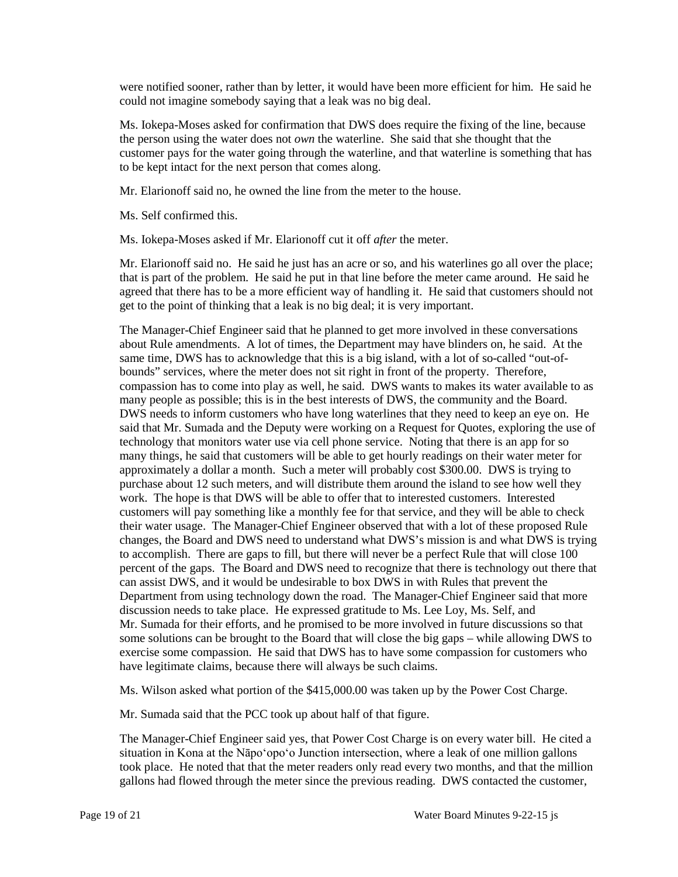were notified sooner, rather than by letter, it would have been more efficient for him. He said he could not imagine somebody saying that a leak was no big deal.

Ms. Iokepa-Moses asked for confirmation that DWS does require the fixing of the line, because the person using the water does not *own* the waterline. She said that she thought that the customer pays for the water going through the waterline, and that waterline is something that has to be kept intact for the next person that comes along.

Mr. Elarionoff said no, he owned the line from the meter to the house.

Ms. Self confirmed this.

Ms. Iokepa-Moses asked if Mr. Elarionoff cut it off *after* the meter.

Mr. Elarionoff said no. He said he just has an acre or so, and his waterlines go all over the place; that is part of the problem. He said he put in that line before the meter came around. He said he agreed that there has to be a more efficient way of handling it. He said that customers should not get to the point of thinking that a leak is no big deal; it is very important.

The Manager-Chief Engineer said that he planned to get more involved in these conversations about Rule amendments. A lot of times, the Department may have blinders on, he said. At the same time, DWS has to acknowledge that this is a big island, with a lot of so-called "out-of-bounds" services, where the meter does not sit right in front of the property. Therefore, compassion has to come into play as well, he said. DWS wants to makes its water available to as many people as possible; this is in the best interests of DWS, the community and the Board. DWS needs to inform customers who have long waterlines that they need to keep an eye on. He said that Mr. Sumada and the Deputy were working on a Request for Quotes, exploring the use of technology that monitors water use via cell phone service. Noting that there is an app for so many things, he said that customers will be able to get hourly readings on their water meter for approximately a dollar a month. Such a meter will probably cost $300.00. DWS is trying to purchase about 12 such meters, and will distribute them around the island to see how well they work. The hope is that DWS will be able to offer that to interested customers. Interested customers will pay something like a monthly fee for that service, and they will be able to check their water usage. The Manager-Chief Engineer observed that with a lot of these proposed Rule changes, the Board and DWS need to understand what DWS's mission is and what DWS is trying to accomplish. There are gaps to fill, but there will never be a perfect Rule that will close 100 percent of the gaps. The Board and DWS need to recognize that there is technology out there that can assist DWS, and it would be undesirable to box DWS in with Rules that prevent the Department from using technology down the road. The Manager-Chief Engineer said that more discussion needs to take place. He expressed gratitude to Ms. Lee Loy, Ms. Self, and Mr. Sumada for their efforts, and he promised to be more involved in future discussions so that some solutions can be brought to the Board that will close the big gaps – while allowing DWS to exercise some compassion. He said that DWS has to have some compassion for customers who have legitimate claims, because there will always be such claims.

Ms. Wilson asked what portion of the $415,000.00 was taken up by the Power Cost Charge.

Mr. Sumada said that the PCC took up about half of that figure.

The Manager-Chief Engineer said yes, that Power Cost Charge is on every water bill. He cited a situation in Kona at the Nāpoʻopoʻo Junction intersection, where a leak of one million gallons took place. He noted that that the meter readers only read every two months, and that the million gallons had flowed through the meter since the previous reading. DWS contacted the customer,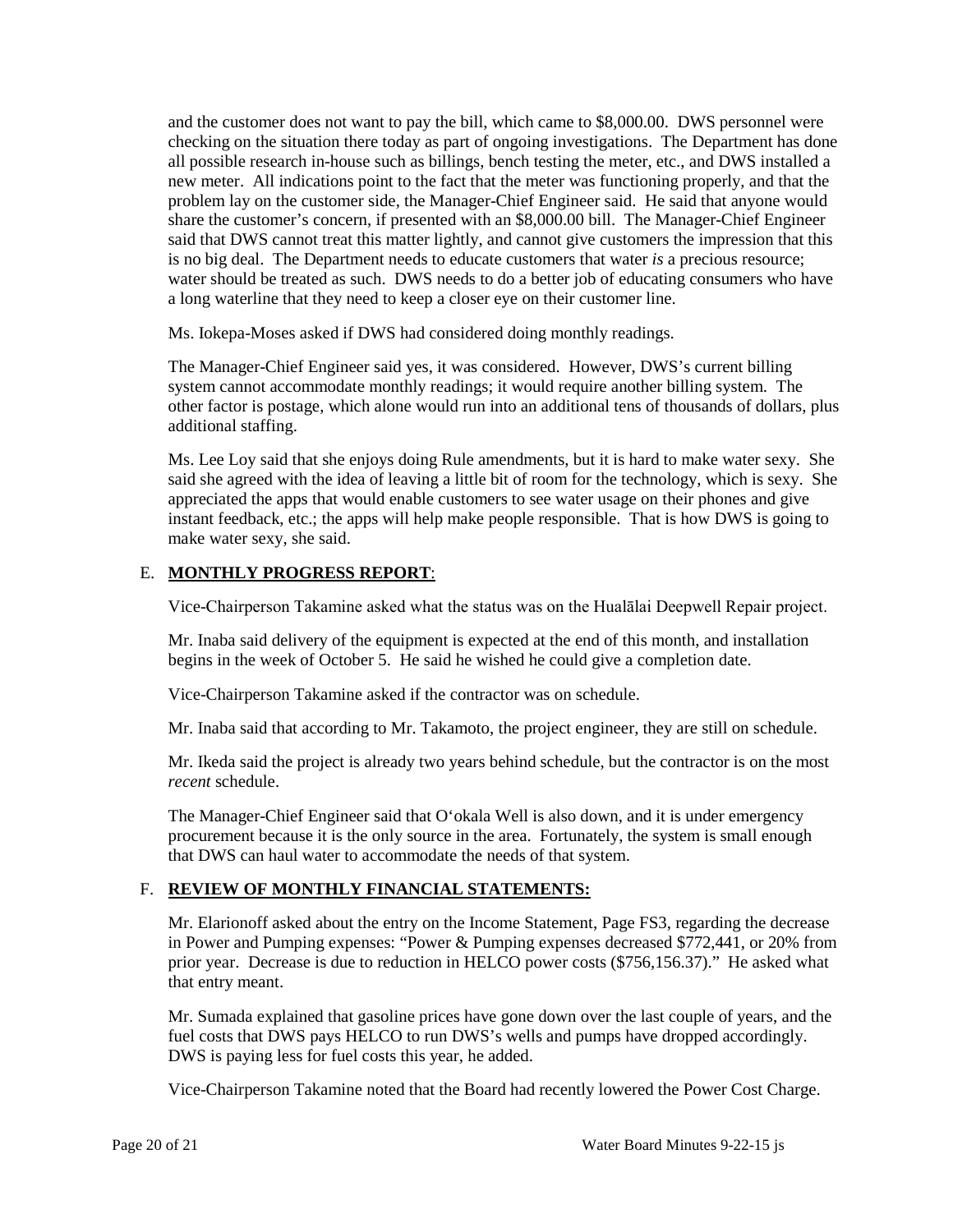and the customer does not want to pay the bill, which came to $8,000.00. DWS personnel were checking on the situation there today as part of ongoing investigations. The Department has done all possible research in-house such as billings, bench testing the meter, etc., and DWS installed a new meter. All indications point to the fact that the meter was functioning properly, and that the problem lay on the customer side, the Manager-Chief Engineer said. He said that anyone would share the customer's concern, if presented with an $8,000.00 bill. The Manager-Chief Engineer said that DWS cannot treat this matter lightly, and cannot give customers the impression that this is no big deal. The Department needs to educate customers that water *is* a precious resource; water should be treated as such. DWS needs to do a better job of educating consumers who have a long waterline that they need to keep a closer eye on their customer line.

Ms. Iokepa-Moses asked if DWS had considered doing monthly readings.

The Manager-Chief Engineer said yes, it was considered. However, DWS's current billing system cannot accommodate monthly readings; it would require another billing system. The other factor is postage, which alone would run into an additional tens of thousands of dollars, plus additional staffing.

Ms. Lee Loy said that she enjoys doing Rule amendments, but it is hard to make water sexy. She said she agreed with the idea of leaving a little bit of room for the technology, which is sexy. She appreciated the apps that would enable customers to see water usage on their phones and give instant feedback, etc.; the apps will help make people responsible. That is how DWS is going to make water sexy, she said.

## E. **MONTHLY PROGRESS REPORT**:

Vice-Chairperson Takamine asked what the status was on the Hualālai Deepwell Repair project.

Mr. Inaba said delivery of the equipment is expected at the end of this month, and installation begins in the week of October 5. He said he wished he could give a completion date.

Vice-Chairperson Takamine asked if the contractor was on schedule.

Mr. Inaba said that according to Mr. Takamoto, the project engineer, they are still on schedule.

Mr. Ikeda said the project is already two years behind schedule, but the contractor is on the most *recent* schedule.

The Manager-Chief Engineer said that O'okala Well is also down, and it is under emergency procurement because it is the only source in the area. Fortunately, the system is small enough that DWS can haul water to accommodate the needs of that system.

## F. **REVIEW OF MONTHLY FINANCIAL STATEMENTS:**

Mr. Elarionoff asked about the entry on the Income Statement, Page FS3, regarding the decrease in Power and Pumping expenses: "Power & Pumping expenses decreased $772,441, or 20% from prior year. Decrease is due to reduction in HELCO power costs ($756,156.37)." He asked what that entry meant.

Mr. Sumada explained that gasoline prices have gone down over the last couple of years, and the fuel costs that DWS pays HELCO to run DWS's wells and pumps have dropped accordingly. DWS is paying less for fuel costs this year, he added.

Vice-Chairperson Takamine noted that the Board had recently lowered the Power Cost Charge.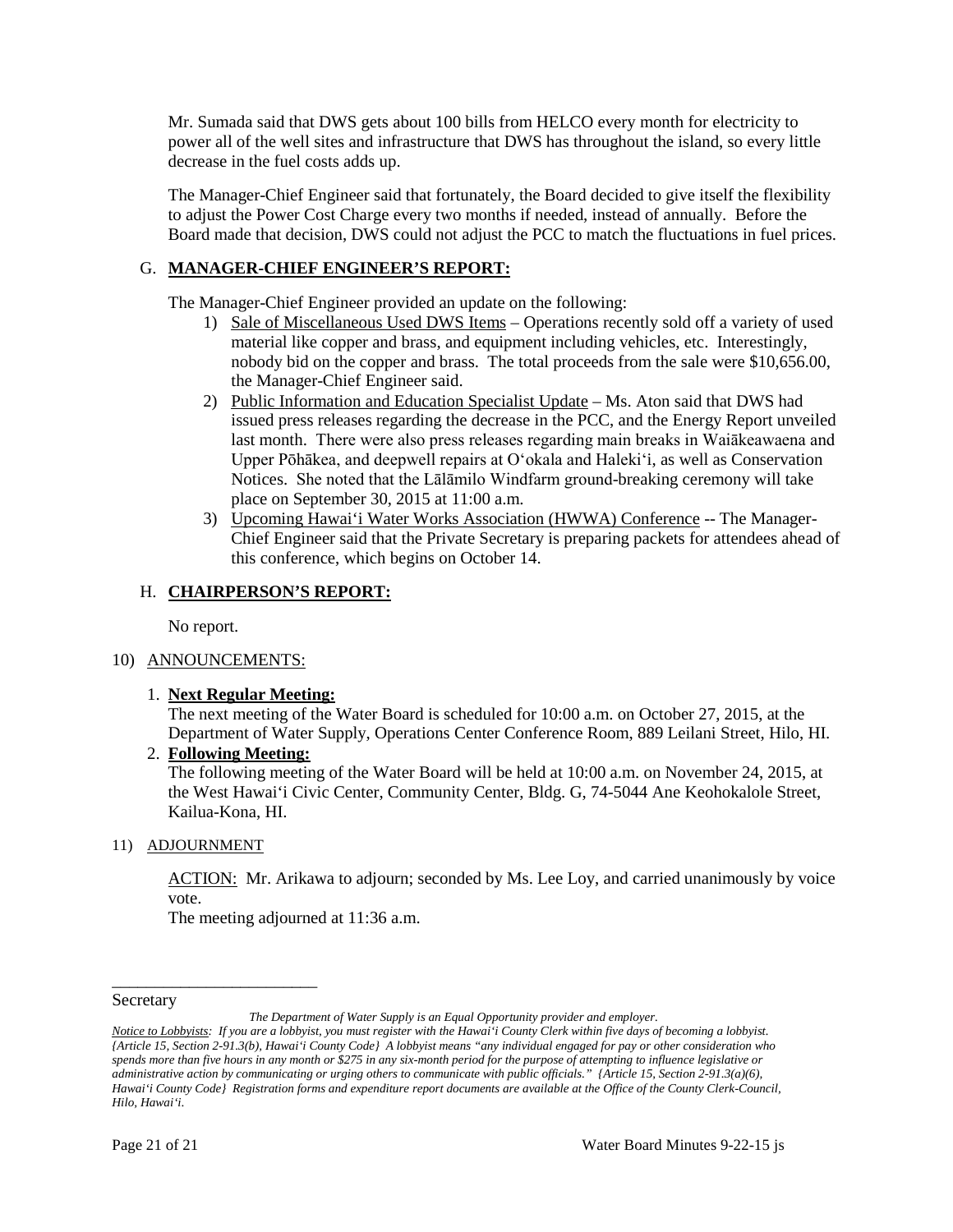Mr. Sumada said that DWS gets about 100 bills from HELCO every month for electricity to power all of the well sites and infrastructure that DWS has throughout the island, so every little decrease in the fuel costs adds up.

The Manager-Chief Engineer said that fortunately, the Board decided to give itself the flexibility to adjust the Power Cost Charge every two months if needed, instead of annually. Before the Board made that decision, DWS could not adjust the PCC to match the fluctuations in fuel prices.

### G. **MANAGER-CHIEF ENGINEER'S REPORT:**

The Manager-Chief Engineer provided an update on the following:

1) Sale of Miscellaneous Used DWS Items – Operations recently sold off a variety of used material like copper and brass, and equipment including vehicles, etc. Interestingly, nobody bid on the copper and brass. The total proceeds from the sale were $10,656.00, the Manager-Chief Engineer said.
2) Public Information and Education Specialist Update – Ms. Aton said that DWS had issued press releases regarding the decrease in the PCC, and the Energy Report unveiled last month. There were also press releases regarding main breaks in Waiākeawaena and Upper Pōhākea, and deepwell repairs at Oʻokala and Halekiʻi, as well as Conservation Notices. She noted that the Lālāmilo Windfarm ground-breaking ceremony will take place on September 30, 2015 at 11:00 a.m.
3) Upcoming Hawaiʻi Water Works Association (HWWA) Conference -- The Manager-Chief Engineer said that the Private Secretary is preparing packets for attendees ahead of this conference, which begins on October 14.

### H. **CHAIRPERSON'S REPORT:**

No report.

## 10) ANNOUNCEMENTS:

1. **Next Regular Meeting:**
   The next meeting of the Water Board is scheduled for 10:00 a.m. on October 27, 2015, at the Department of Water Supply, Operations Center Conference Room, 889 Leilani Street, Hilo, HI.
2. **Following Meeting:**
   The following meeting of the Water Board will be held at 10:00 a.m. on November 24, 2015, at the West Hawaiʻi Civic Center, Community Center, Bldg. G, 74-5044 Ane Keohokalole Street, Kailua-Kona, HI.

## 11) ADJOURNMENT

ACTION: Mr. Arikawa to adjourn; seconded by Ms. Lee Loy, and carried unanimously by voice vote.
The meeting adjourned at 11:36 a.m.

\_\_\_\_\_\_\_\_\_\_\_\_\_\_\_\_\_\_\_\_\_\_\_\_\_\_
Secretary

*The Department of Water Supply is an Equal Opportunity provider and employer.*

*Notice to Lobbyists: If you are a lobbyist, you must register with the Hawaiʻi County Clerk within five days of becoming a lobbyist. {Article 15, Section 2-91.3(b), Hawaiʻi County Code} A lobbyist means "any individual engaged for pay or other consideration who spends more than five hours in any month or $275 in any six-month period for the purpose of attempting to influence legislative or administrative action by communicating or urging others to communicate with public officials." {Article 15, Section 2-91.3(a)(6), Hawaiʻi County Code} Registration forms and expenditure report documents are available at the Office of the County Clerk-Council, Hilo, Hawaiʻi.*